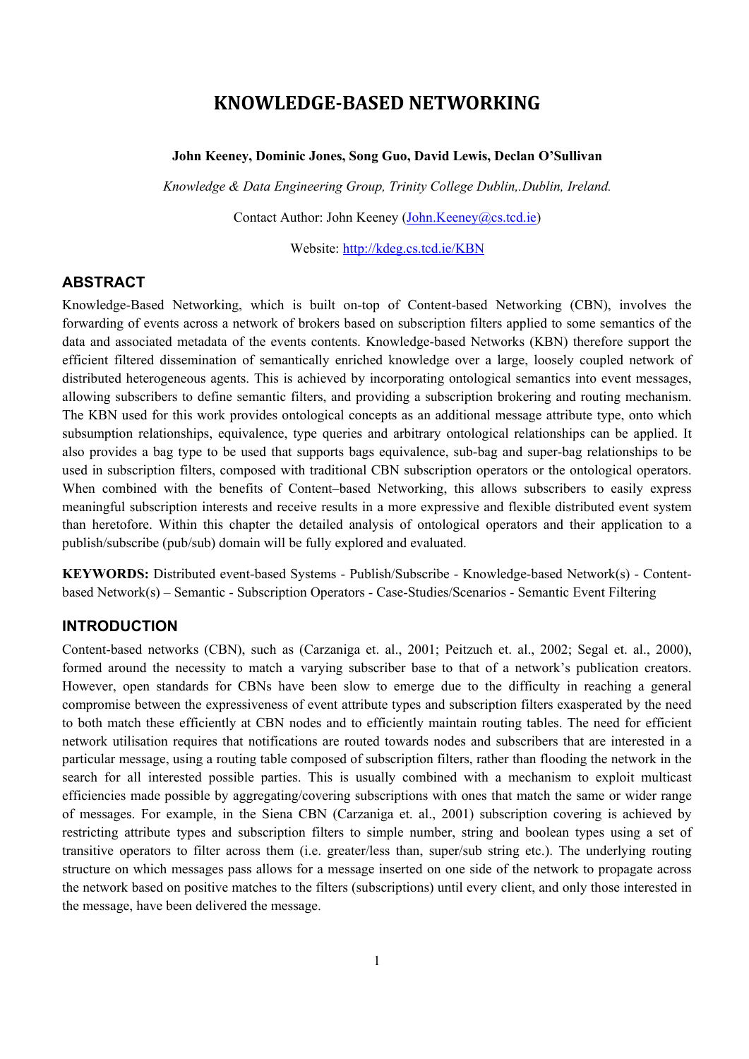# KNOWLEDGE-BASED NETWORKING

**John Keeney, Dominic Jones, Song Guo, David Lewis, Declan O'Sullivan**

*Knowledge & Data Engineering Group, Trinity College Dublin,.Dublin, Ireland.*

Contact Author: John Keeney (John.Keeney@cs.tcd.ie)

Website: http://kdeg.cs.tcd.ie/KBN

## ABSTRACT

Knowledge-Based Networking, which is built on-top of Content-based Networking (CBN), involves the forwarding of events across a network of brokers based on subscription filters applied to some semantics of the data and associated metadata of the events contents. Knowledge-based Networks (KBN) therefore support the efficient filtered dissemination of semantically enriched knowledge over a large, loosely coupled network of distributed heterogeneous agents. This is achieved by incorporating ontological semantics into event messages, allowing subscribers to define semantic filters, and providing a subscription brokering and routing mechanism. The KBN used for this work provides ontological concepts as an additional message attribute type, onto which subsumption relationships, equivalence, type queries and arbitrary ontological relationships can be applied. It also provides a bag type to be used that supports bags equivalence, sub-bag and super-bag relationships to be used in subscription filters, composed with traditional CBN subscription operators or the ontological operators. When combined with the benefits of Content–based Networking, this allows subscribers to easily express meaningful subscription interests and receive results in a more expressive and flexible distributed event system than heretofore. Within this chapter the detailed analysis of ontological operators and their application to a publish/subscribe (pub/sub) domain will be fully explored and evaluated.

**KEYWORDS:** Distributed event-based Systems - Publish/Subscribe - Knowledge-based Network(s) - Content-based Network(s) – Semantic - Subscription Operators - Case-Studies/Scenarios - Semantic Event Filtering

## INTRODUCTION

Content-based networks (CBN), such as (Carzaniga et. al., 2001; Peitzuch et. al., 2002; Segal et. al., 2000), formed around the necessity to match a varying subscriber base to that of a network's publication creators. However, open standards for CBNs have been slow to emerge due to the difficulty in reaching a general compromise between the expressiveness of event attribute types and subscription filters exasperated by the need to both match these efficiently at CBN nodes and to efficiently maintain routing tables. The need for efficient network utilisation requires that notifications are routed towards nodes and subscribers that are interested in a particular message, using a routing table composed of subscription filters, rather than flooding the network in the search for all interested possible parties. This is usually combined with a mechanism to exploit multicast efficiencies made possible by aggregating/covering subscriptions with ones that match the same or wider range of messages. For example, in the Siena CBN (Carzaniga et. al., 2001) subscription covering is achieved by restricting attribute types and subscription filters to simple number, string and boolean types using a set of transitive operators to filter across them (i.e. greater/less than, super/sub string etc.). The underlying routing structure on which messages pass allows for a message inserted on one side of the network to propagate across the network based on positive matches to the filters (subscriptions) until every client, and only those interested in the message, have been delivered the message.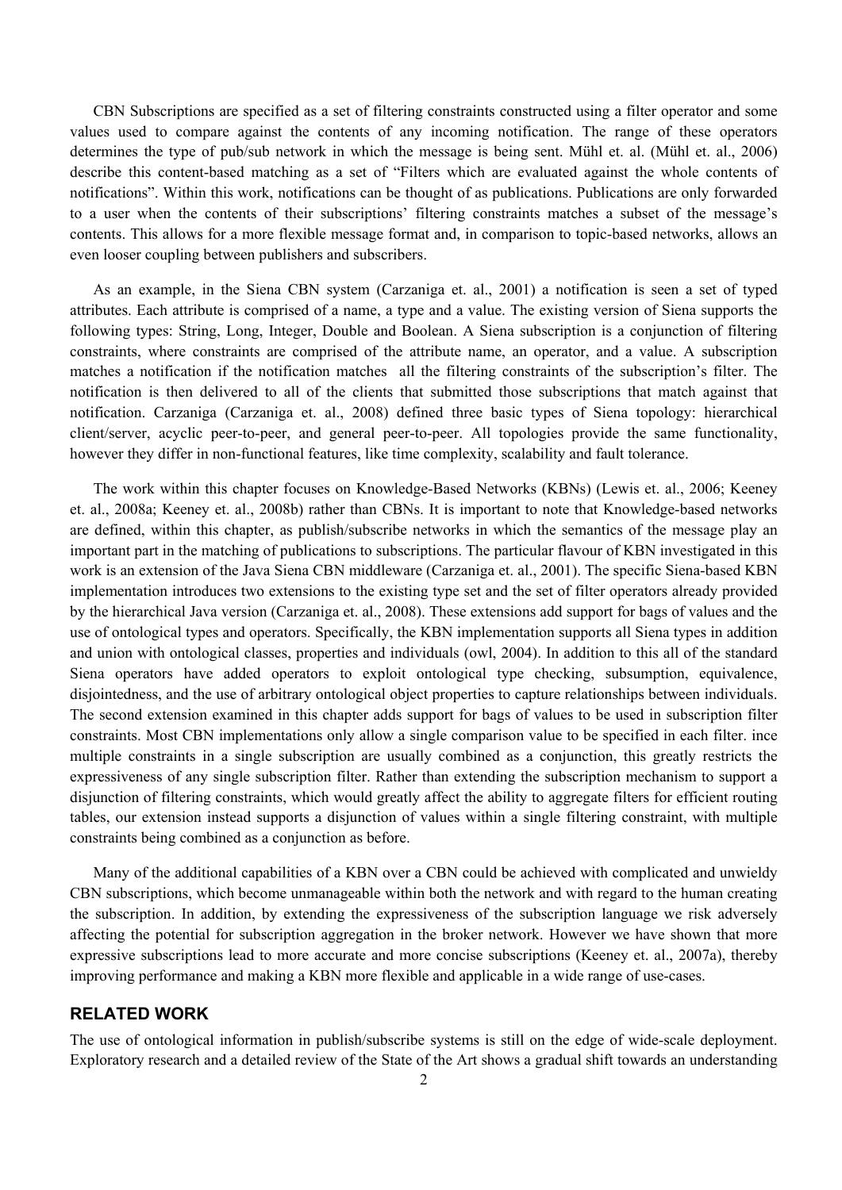CBN Subscriptions are specified as a set of filtering constraints constructed using a filter operator and some values used to compare against the contents of any incoming notification. The range of these operators determines the type of pub/sub network in which the message is being sent. Mühl et. al. (Mühl et. al., 2006) describe this content-based matching as a set of "Filters which are evaluated against the whole contents of notifications". Within this work, notifications can be thought of as publications. Publications are only forwarded to a user when the contents of their subscriptions' filtering constraints matches a subset of the message's contents. This allows for a more flexible message format and, in comparison to topic-based networks, allows an even looser coupling between publishers and subscribers.

As an example, in the Siena CBN system (Carzaniga et. al., 2001) a notification is seen a set of typed attributes. Each attribute is comprised of a name, a type and a value. The existing version of Siena supports the following types: String, Long, Integer, Double and Boolean. A Siena subscription is a conjunction of filtering constraints, where constraints are comprised of the attribute name, an operator, and a value. A subscription matches a notification if the notification matches all the filtering constraints of the subscription's filter. The notification is then delivered to all of the clients that submitted those subscriptions that match against that notification. Carzaniga (Carzaniga et. al., 2008) defined three basic types of Siena topology: hierarchical client/server, acyclic peer-to-peer, and general peer-to-peer. All topologies provide the same functionality, however they differ in non-functional features, like time complexity, scalability and fault tolerance.

The work within this chapter focuses on Knowledge-Based Networks (KBNs) (Lewis et. al., 2006; Keeney et. al., 2008a; Keeney et. al., 2008b) rather than CBNs. It is important to note that Knowledge-based networks are defined, within this chapter, as publish/subscribe networks in which the semantics of the message play an important part in the matching of publications to subscriptions. The particular flavour of KBN investigated in this work is an extension of the Java Siena CBN middleware (Carzaniga et. al., 2001). The specific Siena-based KBN implementation introduces two extensions to the existing type set and the set of filter operators already provided by the hierarchical Java version (Carzaniga et. al., 2008). These extensions add support for bags of values and the use of ontological types and operators. Specifically, the KBN implementation supports all Siena types in addition and union with ontological classes, properties and individuals (owl, 2004). In addition to this all of the standard Siena operators have added operators to exploit ontological type checking, subsumption, equivalence, disjointedness, and the use of arbitrary ontological object properties to capture relationships between individuals. The second extension examined in this chapter adds support for bags of values to be used in subscription filter constraints. Most CBN implementations only allow a single comparison value to be specified in each filter. ince multiple constraints in a single subscription are usually combined as a conjunction, this greatly restricts the expressiveness of any single subscription filter. Rather than extending the subscription mechanism to support a disjunction of filtering constraints, which would greatly affect the ability to aggregate filters for efficient routing tables, our extension instead supports a disjunction of values within a single filtering constraint, with multiple constraints being combined as a conjunction as before.

Many of the additional capabilities of a KBN over a CBN could be achieved with complicated and unwieldy CBN subscriptions, which become unmanageable within both the network and with regard to the human creating the subscription. In addition, by extending the expressiveness of the subscription language we risk adversely affecting the potential for subscription aggregation in the broker network. However we have shown that more expressive subscriptions lead to more accurate and more concise subscriptions (Keeney et. al., 2007a), thereby improving performance and making a KBN more flexible and applicable in a wide range of use-cases.

## RELATED WORK

The use of ontological information in publish/subscribe systems is still on the edge of wide-scale deployment. Exploratory research and a detailed review of the State of the Art shows a gradual shift towards an understanding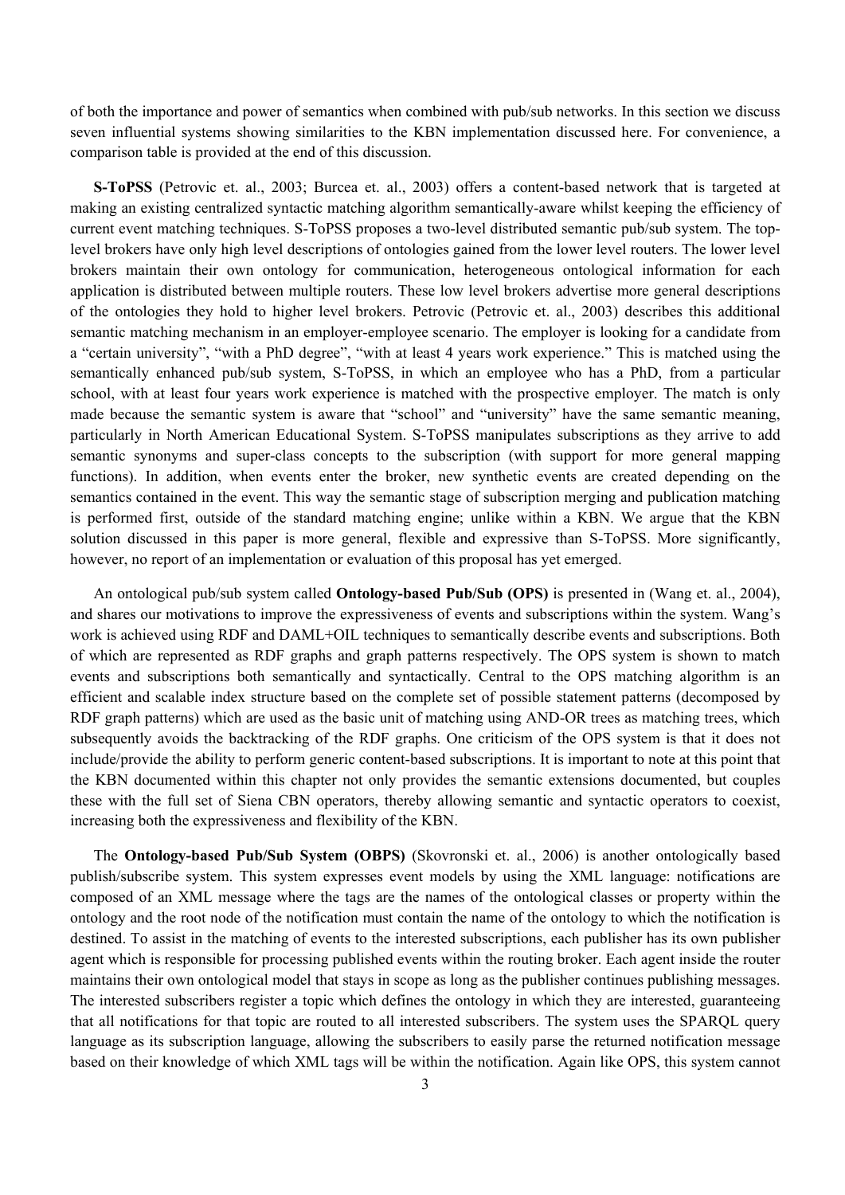of both the importance and power of semantics when combined with pub/sub networks. In this section we discuss seven influential systems showing similarities to the KBN implementation discussed here. For convenience, a comparison table is provided at the end of this discussion.

**S-ToPSS** (Petrovic et. al., 2003; Burcea et. al., 2003) offers a content-based network that is targeted at making an existing centralized syntactic matching algorithm semantically-aware whilst keeping the efficiency of current event matching techniques. S-ToPSS proposes a two-level distributed semantic pub/sub system. The top-level brokers have only high level descriptions of ontologies gained from the lower level routers. The lower level brokers maintain their own ontology for communication, heterogeneous ontological information for each application is distributed between multiple routers. These low level brokers advertise more general descriptions of the ontologies they hold to higher level brokers. Petrovic (Petrovic et. al., 2003) describes this additional semantic matching mechanism in an employer-employee scenario. The employer is looking for a candidate from a "certain university", "with a PhD degree", "with at least 4 years work experience." This is matched using the semantically enhanced pub/sub system, S-ToPSS, in which an employee who has a PhD, from a particular school, with at least four years work experience is matched with the prospective employer. The match is only made because the semantic system is aware that "school" and "university" have the same semantic meaning, particularly in North American Educational System. S-ToPSS manipulates subscriptions as they arrive to add semantic synonyms and super-class concepts to the subscription (with support for more general mapping functions). In addition, when events enter the broker, new synthetic events are created depending on the semantics contained in the event. This way the semantic stage of subscription merging and publication matching is performed first, outside of the standard matching engine; unlike within a KBN. We argue that the KBN solution discussed in this paper is more general, flexible and expressive than S-ToPSS. More significantly, however, no report of an implementation or evaluation of this proposal has yet emerged.

An ontological pub/sub system called **Ontology-based Pub/Sub (OPS)** is presented in (Wang et. al., 2004), and shares our motivations to improve the expressiveness of events and subscriptions within the system. Wang's work is achieved using RDF and DAML+OIL techniques to semantically describe events and subscriptions. Both of which are represented as RDF graphs and graph patterns respectively. The OPS system is shown to match events and subscriptions both semantically and syntactically. Central to the OPS matching algorithm is an efficient and scalable index structure based on the complete set of possible statement patterns (decomposed by RDF graph patterns) which are used as the basic unit of matching using AND-OR trees as matching trees, which subsequently avoids the backtracking of the RDF graphs. One criticism of the OPS system is that it does not include/provide the ability to perform generic content-based subscriptions. It is important to note at this point that the KBN documented within this chapter not only provides the semantic extensions documented, but couples these with the full set of Siena CBN operators, thereby allowing semantic and syntactic operators to coexist, increasing both the expressiveness and flexibility of the KBN.

The **Ontology-based Pub/Sub System (OBPS)** (Skovronski et. al., 2006) is another ontologically based publish/subscribe system. This system expresses event models by using the XML language: notifications are composed of an XML message where the tags are the names of the ontological classes or property within the ontology and the root node of the notification must contain the name of the ontology to which the notification is destined. To assist in the matching of events to the interested subscriptions, each publisher has its own publisher agent which is responsible for processing published events within the routing broker. Each agent inside the router maintains their own ontological model that stays in scope as long as the publisher continues publishing messages. The interested subscribers register a topic which defines the ontology in which they are interested, guaranteeing that all notifications for that topic are routed to all interested subscribers. The system uses the SPARQL query language as its subscription language, allowing the subscribers to easily parse the returned notification message based on their knowledge of which XML tags will be within the notification. Again like OPS, this system cannot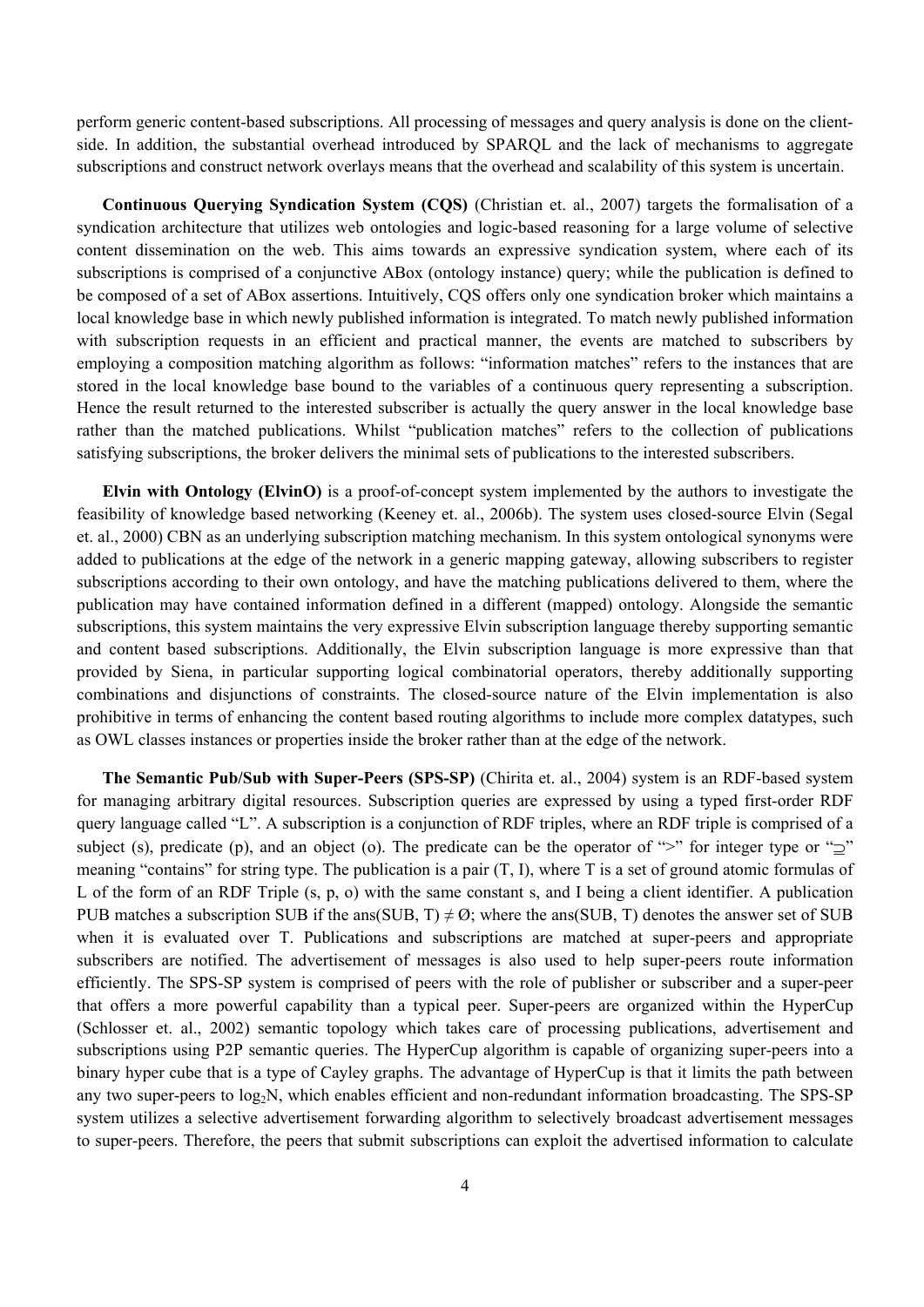perform generic content-based subscriptions. All processing of messages and query analysis is done on the client-side. In addition, the substantial overhead introduced by SPARQL and the lack of mechanisms to aggregate subscriptions and construct network overlays means that the overhead and scalability of this system is uncertain.

**Continuous Querying Syndication System (CQS)** (Christian et. al., 2007) targets the formalisation of a syndication architecture that utilizes web ontologies and logic-based reasoning for a large volume of selective content dissemination on the web. This aims towards an expressive syndication system, where each of its subscriptions is comprised of a conjunctive ABox (ontology instance) query; while the publication is defined to be composed of a set of ABox assertions. Intuitively, CQS offers only one syndication broker which maintains a local knowledge base in which newly published information is integrated. To match newly published information with subscription requests in an efficient and practical manner, the events are matched to subscribers by employing a composition matching algorithm as follows: "information matches" refers to the instances that are stored in the local knowledge base bound to the variables of a continuous query representing a subscription. Hence the result returned to the interested subscriber is actually the query answer in the local knowledge base rather than the matched publications. Whilst "publication matches" refers to the collection of publications satisfying subscriptions, the broker delivers the minimal sets of publications to the interested subscribers.

**Elvin with Ontology (ElvinO)** is a proof-of-concept system implemented by the authors to investigate the feasibility of knowledge based networking (Keeney et. al., 2006b). The system uses closed-source Elvin (Segal et. al., 2000) CBN as an underlying subscription matching mechanism. In this system ontological synonyms were added to publications at the edge of the network in a generic mapping gateway, allowing subscribers to register subscriptions according to their own ontology, and have the matching publications delivered to them, where the publication may have contained information defined in a different (mapped) ontology. Alongside the semantic subscriptions, this system maintains the very expressive Elvin subscription language thereby supporting semantic and content based subscriptions. Additionally, the Elvin subscription language is more expressive than that provided by Siena, in particular supporting logical combinatorial operators, thereby additionally supporting combinations and disjunctions of constraints. The closed-source nature of the Elvin implementation is also prohibitive in terms of enhancing the content based routing algorithms to include more complex datatypes, such as OWL classes instances or properties inside the broker rather than at the edge of the network.

**The Semantic Pub/Sub with Super-Peers (SPS-SP)** (Chirita et. al., 2004) system is an RDF-based system for managing arbitrary digital resources. Subscription queries are expressed by using a typed first-order RDF query language called "L". A subscription is a conjunction of RDF triples, where an RDF triple is comprised of a subject (s), predicate (p), and an object (o). The predicate can be the operator of ">" for integer type or "$\supseteq$" meaning "contains" for string type. The publication is a pair (T, I), where T is a set of ground atomic formulas of L of the form of an RDF Triple (s, p, o) with the same constant s, and I being a client identifier. A publication PUB matches a subscription SUB if the ans(SUB, T) $\neq \emptyset$; where the ans(SUB, T) denotes the answer set of SUB when it is evaluated over T. Publications and subscriptions are matched at super-peers and appropriate subscribers are notified. The advertisement of messages is also used to help super-peers route information efficiently. The SPS-SP system is comprised of peers with the role of publisher or subscriber and a super-peer that offers a more powerful capability than a typical peer. Super-peers are organized within the HyperCup (Schlosser et. al., 2002) semantic topology which takes care of processing publications, advertisement and subscriptions using P2P semantic queries. The HyperCup algorithm is capable of organizing super-peers into a binary hyper cube that is a type of Cayley graphs. The advantage of HyperCup is that it limits the path between any two super-peers to $\log_2 N$, which enables efficient and non-redundant information broadcasting. The SPS-SP system utilizes a selective advertisement forwarding algorithm to selectively broadcast advertisement messages to super-peers. Therefore, the peers that submit subscriptions can exploit the advertised information to calculate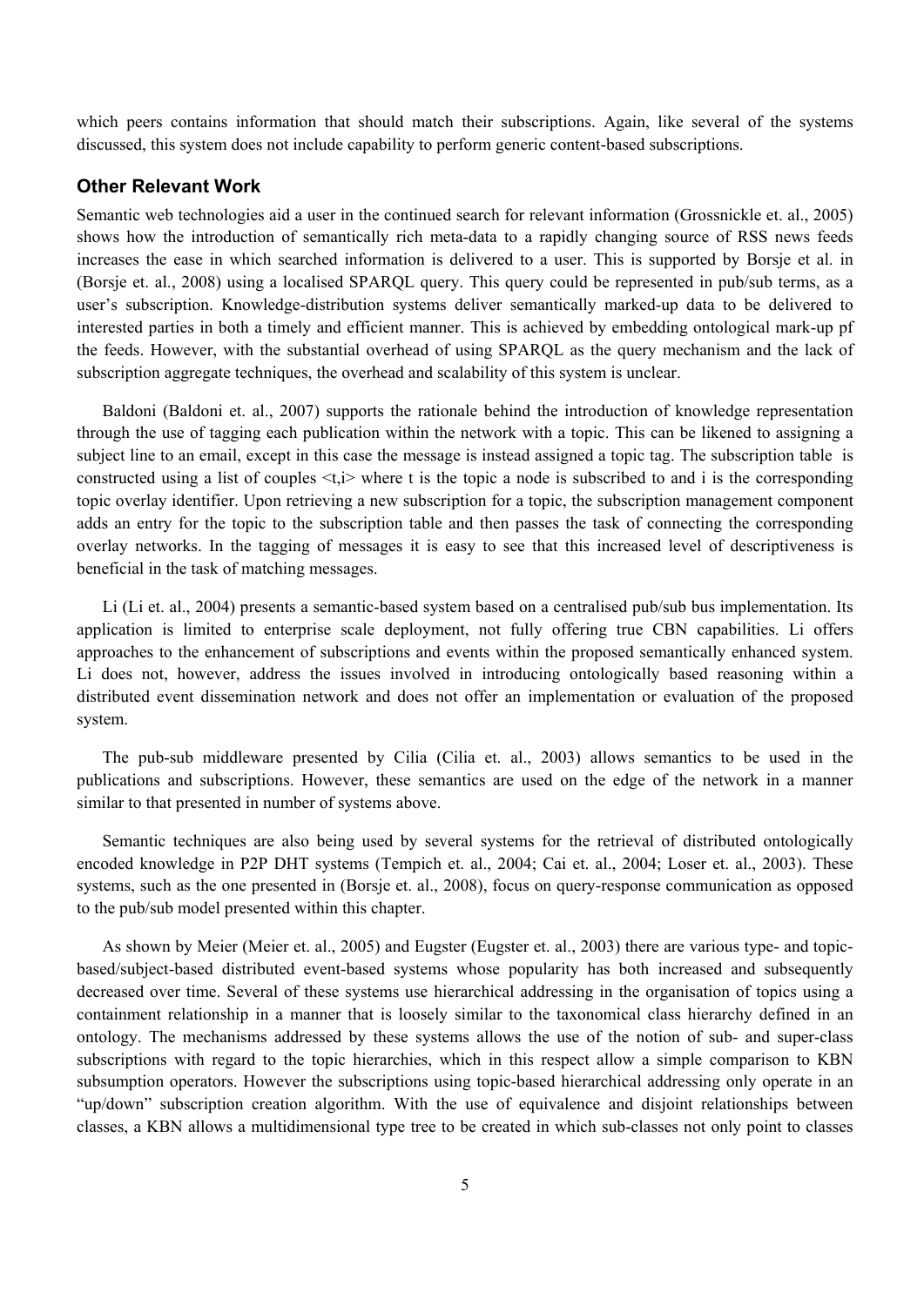which peers contains information that should match their subscriptions. Again, like several of the systems discussed, this system does not include capability to perform generic content-based subscriptions.

### Other Relevant Work

Semantic web technologies aid a user in the continued search for relevant information (Grossnickle et. al., 2005) shows how the introduction of semantically rich meta-data to a rapidly changing source of RSS news feeds increases the ease in which searched information is delivered to a user. This is supported by Borsje et al. in (Borsje et. al., 2008) using a localised SPARQL query. This query could be represented in pub/sub terms, as a user's subscription. Knowledge-distribution systems deliver semantically marked-up data to be delivered to interested parties in both a timely and efficient manner. This is achieved by embedding ontological mark-up pf the feeds. However, with the substantial overhead of using SPARQL as the query mechanism and the lack of subscription aggregate techniques, the overhead and scalability of this system is unclear.

Baldoni (Baldoni et. al., 2007) supports the rationale behind the introduction of knowledge representation through the use of tagging each publication within the network with a topic. This can be likened to assigning a subject line to an email, except in this case the message is instead assigned a topic tag. The subscription table is constructed using a list of couples <t,i> where t is the topic a node is subscribed to and i is the corresponding topic overlay identifier. Upon retrieving a new subscription for a topic, the subscription management component adds an entry for the topic to the subscription table and then passes the task of connecting the corresponding overlay networks. In the tagging of messages it is easy to see that this increased level of descriptiveness is beneficial in the task of matching messages.

Li (Li et. al., 2004) presents a semantic-based system based on a centralised pub/sub bus implementation. Its application is limited to enterprise scale deployment, not fully offering true CBN capabilities. Li offers approaches to the enhancement of subscriptions and events within the proposed semantically enhanced system. Li does not, however, address the issues involved in introducing ontologically based reasoning within a distributed event dissemination network and does not offer an implementation or evaluation of the proposed system.

The pub-sub middleware presented by Cilia (Cilia et. al., 2003) allows semantics to be used in the publications and subscriptions. However, these semantics are used on the edge of the network in a manner similar to that presented in number of systems above.

Semantic techniques are also being used by several systems for the retrieval of distributed ontologically encoded knowledge in P2P DHT systems (Tempich et. al., 2004; Cai et. al., 2004; Loser et. al., 2003). These systems, such as the one presented in (Borsje et. al., 2008), focus on query-response communication as opposed to the pub/sub model presented within this chapter.

As shown by Meier (Meier et. al., 2005) and Eugster (Eugster et. al., 2003) there are various type- and topic-based/subject-based distributed event-based systems whose popularity has both increased and subsequently decreased over time. Several of these systems use hierarchical addressing in the organisation of topics using a containment relationship in a manner that is loosely similar to the taxonomical class hierarchy defined in an ontology. The mechanisms addressed by these systems allows the use of the notion of sub- and super-class subscriptions with regard to the topic hierarchies, which in this respect allow a simple comparison to KBN subsumption operators. However the subscriptions using topic-based hierarchical addressing only operate in an "up/down" subscription creation algorithm. With the use of equivalence and disjoint relationships between classes, a KBN allows a multidimensional type tree to be created in which sub-classes not only point to classes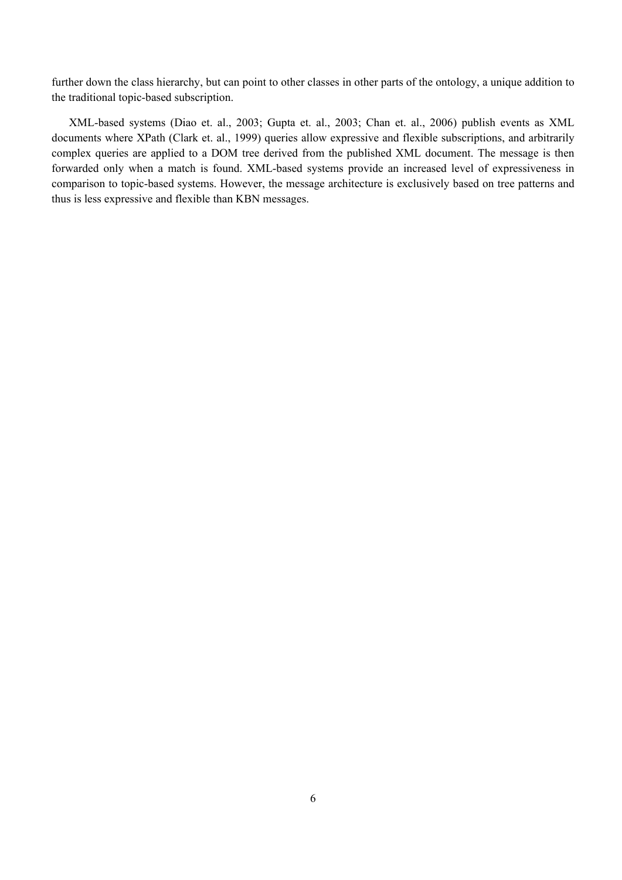further down the class hierarchy, but can point to other classes in other parts of the ontology, a unique addition to the traditional topic-based subscription.

XML-based systems (Diao et. al., 2003; Gupta et. al., 2003; Chan et. al., 2006) publish events as XML documents where XPath (Clark et. al., 1999) queries allow expressive and flexible subscriptions, and arbitrarily complex queries are applied to a DOM tree derived from the published XML document. The message is then forwarded only when a match is found. XML-based systems provide an increased level of expressiveness in comparison to topic-based systems. However, the message architecture is exclusively based on tree patterns and thus is less expressive and flexible than KBN messages.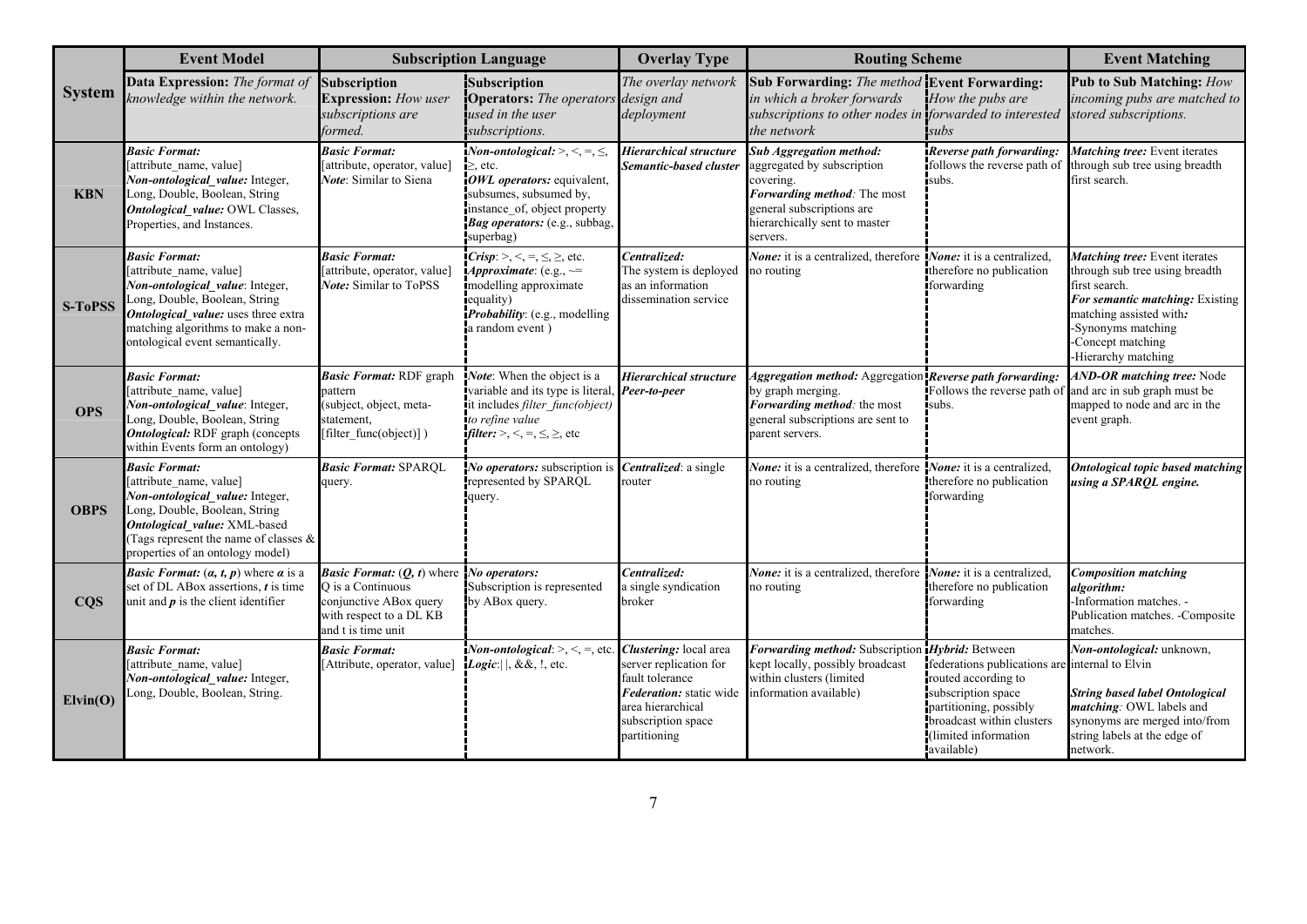| System | Event Model | Subscription Language | | Overlay Type | Routing Scheme | | Event Matching |
|---|---|---|---|---|---|---|---|
| | **Data Expression:** *The format of knowledge within the network.* | **Subscription Expression:** *How user subscriptions are formed.* | **Subscription Operators:** *The operators used in the user subscriptions.* | *The overlay network design and deployment* | **Sub Forwarding:** *The method in which a broker forwards subscriptions to other nodes in the network* | **Event Forwarding:** *How the pubs are forwarded to interested subs* | **Pub to Sub Matching:** *How incoming pubs are matched to stored subscriptions.* |
| **KBN** | ***Basic Format:*** [attribute_name, value] ***Non-ontological_value:*** Integer, Long, Double, Boolean, String ***Ontological_value:*** OWL Classes, Properties, and Instances. | ***Basic Format:*** [attribute, operator, value] ***Note***: Similar to Siena | ***Non-ontological:*** >, <, =, ≤, ≥, etc. ***OWL operators:*** equivalent, subsumes, subsumed by, instance_of, object property ***Bag operators:*** (e.g., subbag, superbag) | ***Hierarchical structure*** ***Semantic-based cluster*** | ***Sub Aggregation method:*** aggregated by subscription covering. ***Forwarding method:*** The most general subscriptions are hierarchically sent to master servers. | ***Reverse path forwarding:*** follows the reverse path of subs. | ***Matching tree:*** Event iterates through sub tree using breadth first search. |
| **S-ToPSS** | ***Basic Format:*** [attribute_name, value] ***Non-ontological_value***: Integer, Long, Double, Boolean, String ***Ontological_value:*** uses three extra matching algorithms to make a non-ontological event semantically. | ***Basic Format:*** [attribute, operator, value] ***Note:*** Similar to ToPSS | ***Crisp***: >, <, =, ≤, ≥, etc. ***Approximate***: (e.g., ~= modelling approximate equality) ***Probability***: (e.g., modelling a random event ) | ***Centralized:*** The system is deployed as an information dissemination service | ***None:*** it is a centralized, therefore no routing | ***None:*** it is a centralized, therefore no publication forwarding | ***Matching tree:*** Event iterates through sub tree using breadth first search. ***For semantic matching:*** Existing matching assisted with: -Synonyms matching -Concept matching -Hierarchy matching |
| **OPS** | ***Basic Format:*** [attribute_name, value] ***Non-ontological_value***: Integer, Long, Double, Boolean, String ***Ontological:*** RDF graph (concepts within Events form an ontology) | ***Basic Format:*** RDF graph pattern (subject, object, meta-statement, [filter_func(object)] ) | ***Note***: When the object is a variable and its type is literal, it includes *filter_func(object) to refine value* ***filter:*** >, <, =, ≤, ≥, etc | ***Hierarchical structure*** ***Peer-to-peer*** | ***Aggregation method:*** Aggregation by graph merging. ***Forwarding method:*** the most general subscriptions are sent to parent servers. | ***Reverse path forwarding:*** Follows the reverse path of subs. | ***AND-OR matching tree:*** Node and arc in sub graph must be mapped to node and arc in the event graph. |
| **OBPS** | ***Basic Format:*** [attribute_name, value] ***Non-ontological_value:*** Integer, Long, Double, Boolean, String ***Ontological_value:*** XML-based (Tags represent the name of classes & properties of an ontology model) | ***Basic Format:*** SPARQL query. | ***No operators:*** subscription is represented by SPARQL query. | ***Centralized***: a single router | ***None:*** it is a centralized, therefore no routing | ***None:*** it is a centralized, therefore no publication forwarding | ***Ontological topic based matching using a SPARQL engine.*** |
| **CQS** | ***Basic Format:*** $(\alpha, t, p)$ where $\alpha$ is a set of DL ABox assertions, $t$ is time unit and $p$ is the client identifier | ***Basic Format:*** $(Q, t)$ where Q is a Continuous conjunctive ABox query with respect to a DL KB and t is time unit | ***No operators:*** Subscription is represented by ABox query. | ***Centralized:*** a single syndication broker | ***None:*** it is a centralized, therefore no routing | ***None:*** it is a centralized, therefore no publication forwarding | ***Composition matching algorithm:*** -Information matches. -Publication matches. -Composite matches. |
| **Elvin(O)** | ***Basic Format:*** [attribute_name, value] ***Non-ontological_value:*** Integer, Long, Double, Boolean, String. | ***Basic Format:*** [Attribute, operator, value] | ***Non-ontological***: >, <, =, etc. ***Logic***:\|\|, &&, !, etc. | ***Clustering:*** local area server replication for fault tolerance ***Federation:*** static wide area hierarchical subscription space partitioning | ***Forwarding method:*** Subscription kept locally, possibly broadcast within clusters (limited information available) | ***Hybrid:*** Between federations publications are routed according to subscription space partitioning, possibly broadcast within clusters (limited information available) | ***Non-ontological:*** unknown, internal to Elvin ***String based label Ontological matching***: OWL labels and synonyms are merged into/from string labels at the edge of network. |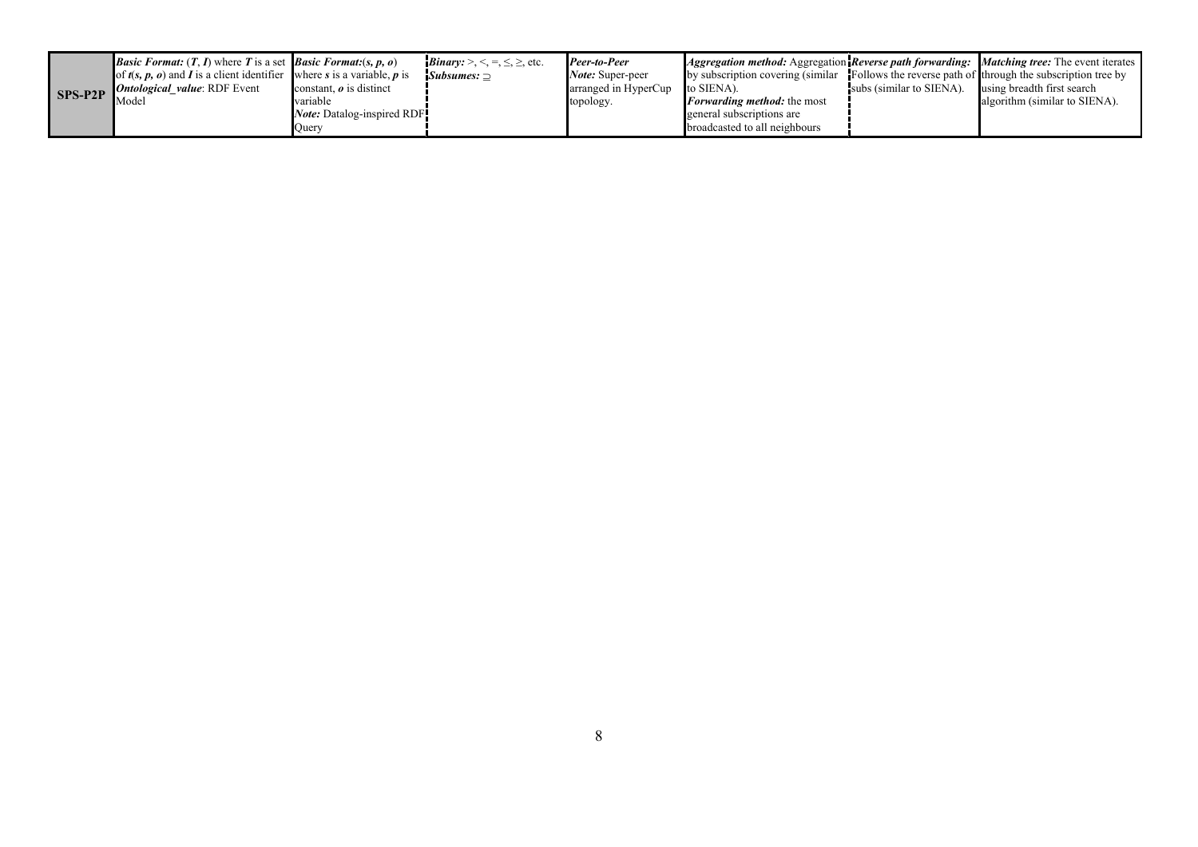| | | | | | | | |
|---|---|---|---|---|---|---|---|
| **SPS-P2P** | ***Basic Format:*** (***T***, ***I***) where ***T*** is a set of ***t***(***s***, ***p***, ***o***) and ***I*** is a client identifier ***Ontological_value***: RDF Event Model | ***Basic Format:***(***s***, ***p***, ***o***) where ***s*** is a variable, ***p*** is constant, ***o*** is distinct variable ***Note:*** Datalog-inspired RDF Query | ***Binary:*** >, <, =, ≤, ≥, etc. ***Subsumes:*** ⊇ | ***Peer-to-Peer*** ***Note:*** Super-peer arranged in HyperCup topology. | ***Aggregation method:*** Aggregation by subscription covering (similar to SIENA). ***Forwarding method:*** the most general subscriptions are broadcasted to all neighbours | ***Reverse path forwarding:*** Follows the reverse path of subs (similar to SIENA). | ***Matching tree:*** The event iterates through the subscription tree by using breadth first search algorithm (similar to SIENA). |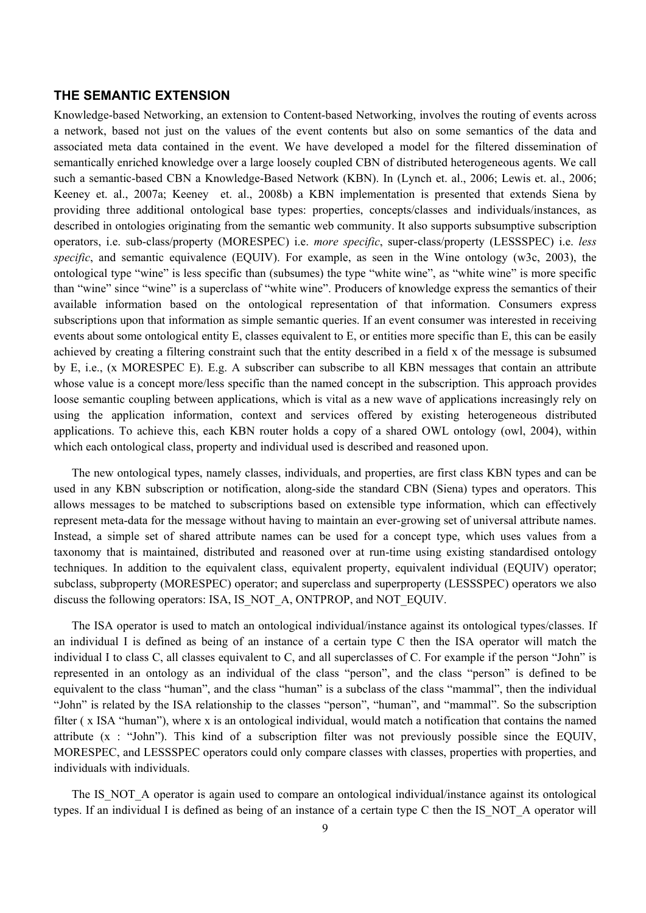## THE SEMANTIC EXTENSION

Knowledge-based Networking, an extension to Content-based Networking, involves the routing of events across a network, based not just on the values of the event contents but also on some semantics of the data and associated meta data contained in the event. We have developed a model for the filtered dissemination of semantically enriched knowledge over a large loosely coupled CBN of distributed heterogeneous agents. We call such a semantic-based CBN a Knowledge-Based Network (KBN). In (Lynch et. al., 2006; Lewis et. al., 2006; Keeney et. al., 2007a; Keeney et. al., 2008b) a KBN implementation is presented that extends Siena by providing three additional ontological base types: properties, concepts/classes and individuals/instances, as described in ontologies originating from the semantic web community. It also supports subsumptive subscription operators, i.e. sub-class/property (MORESPEC) i.e. *more specific*, super-class/property (LESSSPEC) i.e. *less specific*, and semantic equivalence (EQUIV). For example, as seen in the Wine ontology (w3c, 2003), the ontological type "wine" is less specific than (subsumes) the type "white wine", as "white wine" is more specific than "wine" since "wine" is a superclass of "white wine". Producers of knowledge express the semantics of their available information based on the ontological representation of that information. Consumers express subscriptions upon that information as simple semantic queries. If an event consumer was interested in receiving events about some ontological entity E, classes equivalent to E, or entities more specific than E, this can be easily achieved by creating a filtering constraint such that the entity described in a field x of the message is subsumed by E, i.e., (x MORESPEC E). E.g. A subscriber can subscribe to all KBN messages that contain an attribute whose value is a concept more/less specific than the named concept in the subscription. This approach provides loose semantic coupling between applications, which is vital as a new wave of applications increasingly rely on using the application information, context and services offered by existing heterogeneous distributed applications. To achieve this, each KBN router holds a copy of a shared OWL ontology (owl, 2004), within which each ontological class, property and individual used is described and reasoned upon.

The new ontological types, namely classes, individuals, and properties, are first class KBN types and can be used in any KBN subscription or notification, along-side the standard CBN (Siena) types and operators. This allows messages to be matched to subscriptions based on extensible type information, which can effectively represent meta-data for the message without having to maintain an ever-growing set of universal attribute names. Instead, a simple set of shared attribute names can be used for a concept type, which uses values from a taxonomy that is maintained, distributed and reasoned over at run-time using existing standardised ontology techniques. In addition to the equivalent class, equivalent property, equivalent individual (EQUIV) operator; subclass, subproperty (MORESPEC) operator; and superclass and superproperty (LESSSPEC) operators we also discuss the following operators: ISA, IS_NOT_A, ONTPROP, and NOT_EQUIV.

The ISA operator is used to match an ontological individual/instance against its ontological types/classes. If an individual I is defined as being of an instance of a certain type C then the ISA operator will match the individual I to class C, all classes equivalent to C, and all superclasses of C. For example if the person "John" is represented in an ontology as an individual of the class "person", and the class "person" is defined to be equivalent to the class "human", and the class "human" is a subclass of the class "mammal", then the individual "John" is related by the ISA relationship to the classes "person", "human", and "mammal". So the subscription filter ( x ISA "human"), where x is an ontological individual, would match a notification that contains the named attribute (x : "John"). This kind of a subscription filter was not previously possible since the EQUIV, MORESPEC, and LESSSPEC operators could only compare classes with classes, properties with properties, and individuals with individuals.

The IS_NOT_A operator is again used to compare an ontological individual/instance against its ontological types. If an individual I is defined as being of an instance of a certain type C then the IS_NOT_A operator will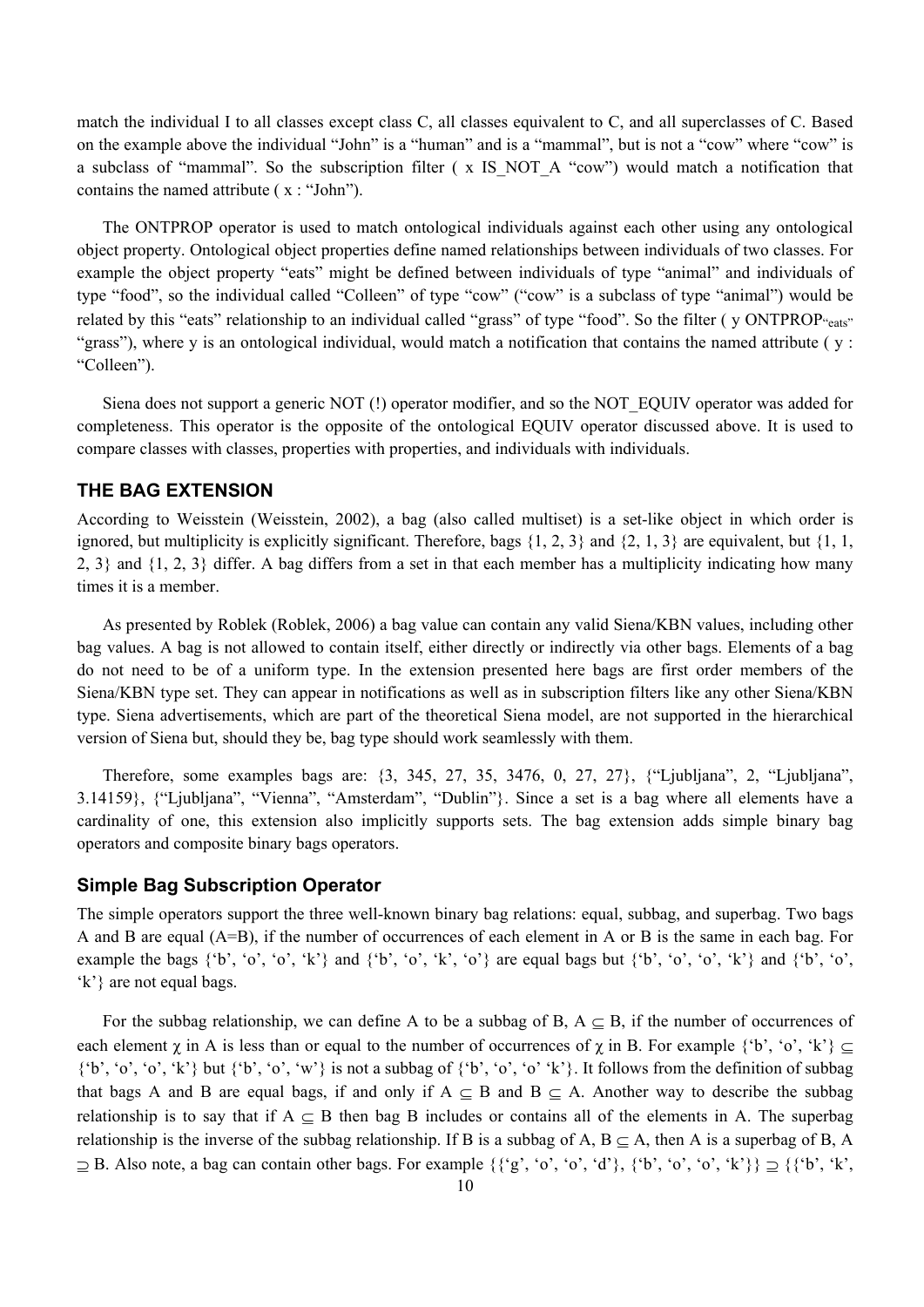match the individual I to all classes except class C, all classes equivalent to C, and all superclasses of C. Based on the example above the individual "John" is a "human" and is a "mammal", but is not a "cow" where "cow" is a subclass of "mammal". So the subscription filter ( x IS_NOT_A "cow") would match a notification that contains the named attribute ( x : "John").

The ONTPROP operator is used to match ontological individuals against each other using any ontological object property. Ontological object properties define named relationships between individuals of two classes. For example the object property "eats" might be defined between individuals of type "animal" and individuals of type "food", so the individual called "Colleen" of type "cow" ("cow" is a subclass of type "animal") would be related by this "eats" relationship to an individual called "grass" of type "food". So the filter ( y $\text{ONTPROP}_{\text{“eats”}}$ "grass"), where y is an ontological individual, would match a notification that contains the named attribute ( y : "Colleen").

Siena does not support a generic NOT (!) operator modifier, and so the NOT_EQUIV operator was added for completeness. This operator is the opposite of the ontological EQUIV operator discussed above. It is used to compare classes with classes, properties with properties, and individuals with individuals.

## THE BAG EXTENSION

According to Weisstein (Weisstein, 2002), a bag (also called multiset) is a set-like object in which order is ignored, but multiplicity is explicitly significant. Therefore, bags {1, 2, 3} and {2, 1, 3} are equivalent, but {1, 1, 2, 3} and {1, 2, 3} differ. A bag differs from a set in that each member has a multiplicity indicating how many times it is a member.

As presented by Roblek (Roblek, 2006) a bag value can contain any valid Siena/KBN values, including other bag values. A bag is not allowed to contain itself, either directly or indirectly via other bags. Elements of a bag do not need to be of a uniform type. In the extension presented here bags are first order members of the Siena/KBN type set. They can appear in notifications as well as in subscription filters like any other Siena/KBN type. Siena advertisements, which are part of the theoretical Siena model, are not supported in the hierarchical version of Siena but, should they be, bag type should work seamlessly with them.

Therefore, some examples bags are: {3, 345, 27, 35, 3476, 0, 27, 27}, {"Ljubljana", 2, "Ljubljana", 3.14159}, {"Ljubljana", "Vienna", "Amsterdam", "Dublin"}. Since a set is a bag where all elements have a cardinality of one, this extension also implicitly supports sets. The bag extension adds simple binary bag operators and composite binary bags operators.

### Simple Bag Subscription Operator

The simple operators support the three well-known binary bag relations: equal, subbag, and superbag. Two bags A and B are equal (A=B), if the number of occurrences of each element in A or B is the same in each bag. For example the bags {'b', 'o', 'o', 'k'} and {'b', 'o', 'k', 'o'} are equal bags but {'b', 'o', 'o', 'k'} and {'b', 'o', 'k'} are not equal bags.

For the subbag relationship, we can define A to be a subbag of B, $A \subseteq B$, if the number of occurrences of each element $\chi$ in A is less than or equal to the number of occurrences of $\chi$ in B. For example {'b', 'o', 'k'} $\subseteq$ {'b', 'o', 'o', 'k'} but {'b', 'o', 'w'} is not a subbag of {'b', 'o', 'o' 'k'}. It follows from the definition of subbag that bags A and B are equal bags, if and only if $A \subseteq B$ and $B \subseteq A$. Another way to describe the subbag relationship is to say that if $A \subseteq B$ then bag B includes or contains all of the elements in A. The superbag relationship is the inverse of the subbag relationship. If B is a subbag of A, $B \subseteq A$, then A is a superbag of B, $A \supseteq B$. Also note, a bag can contain other bags. For example {{'g', 'o', 'o', 'd'}, {'b', 'o', 'o', 'k'}} $\supseteq$ {{'b', 'k',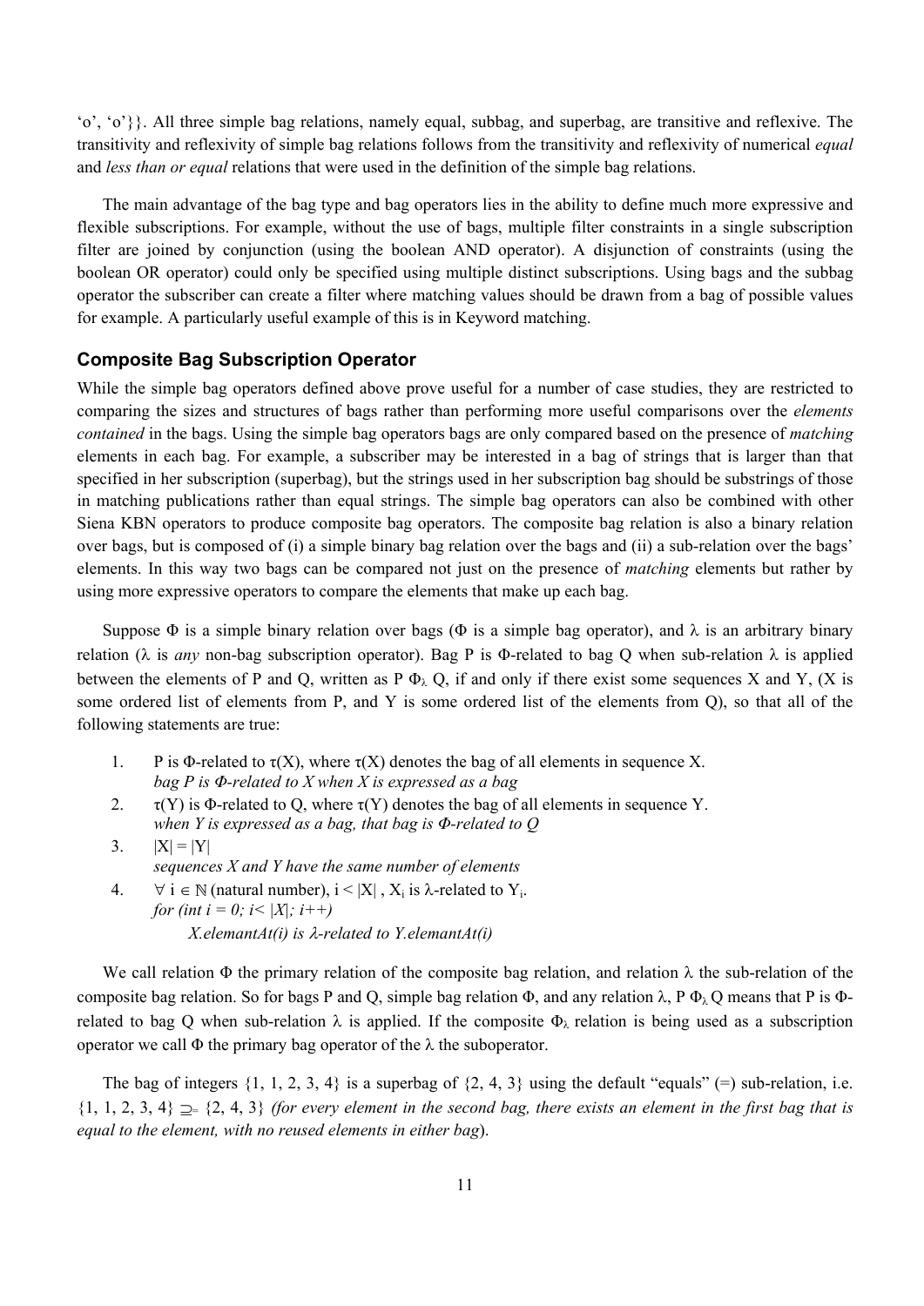'o', 'o'}}. All three simple bag relations, namely equal, subbag, and superbag, are transitive and reflexive. The transitivity and reflexivity of simple bag relations follows from the transitivity and reflexivity of numerical *equal* and *less than or equal* relations that were used in the definition of the simple bag relations.

The main advantage of the bag type and bag operators lies in the ability to define much more expressive and flexible subscriptions. For example, without the use of bags, multiple filter constraints in a single subscription filter are joined by conjunction (using the boolean AND operator). A disjunction of constraints (using the boolean OR operator) could only be specified using multiple distinct subscriptions. Using bags and the subbag operator the subscriber can create a filter where matching values should be drawn from a bag of possible values for example. A particularly useful example of this is in Keyword matching.

### Composite Bag Subscription Operator

While the simple bag operators defined above prove useful for a number of case studies, they are restricted to comparing the sizes and structures of bags rather than performing more useful comparisons over the *elements contained* in the bags. Using the simple bag operators bags are only compared based on the presence of *matching* elements in each bag. For example, a subscriber may be interested in a bag of strings that is larger than that specified in her subscription (superbag), but the strings used in her subscription bag should be substrings of those in matching publications rather than equal strings. The simple bag operators can also be combined with other Siena KBN operators to produce composite bag operators. The composite bag relation is also a binary relation over bags, but is composed of (i) a simple binary bag relation over the bags and (ii) a sub-relation over the bags' elements. In this way two bags can be compared not just on the presence of *matching* elements but rather by using more expressive operators to compare the elements that make up each bag.

Suppose $\Phi$ is a simple binary relation over bags ($\Phi$ is a simple bag operator), and $\lambda$ is an arbitrary binary relation ($\lambda$ is *any* non-bag subscription operator). Bag P is $\Phi$-related to bag Q when sub-relation $\lambda$ is applied between the elements of P and Q, written as P $\Phi_\lambda$ Q, if and only if there exist some sequences X and Y, (X is some ordered list of elements from P, and Y is some ordered list of the elements from Q), so that all of the following statements are true:

1. P is $\Phi$-related to $\tau(X)$, where $\tau(X)$ denotes the bag of all elements in sequence X.
   *bag P is Φ-related to X when X is expressed as a bag*
2. $\tau(Y)$ is $\Phi$-related to Q, where $\tau(Y)$ denotes the bag of all elements in sequence Y.
   *when Y is expressed as a bag, that bag is Φ-related to Q*
3. $|X| = |Y|$
   *sequences X and Y have the same number of elements*
4. $\forall$ i $\in \mathbb{N}$ (natural number), $i < |X|$ , $X_i$ is $\lambda$-related to $Y_i$.
   *for (int i = 0; i< |X|; i++)*
   *X.elamantAt(i) is λ-related to Y.elamantAt(i)*

We call relation $\Phi$ the primary relation of the composite bag relation, and relation $\lambda$ the sub-relation of the composite bag relation. So for bags P and Q, simple bag relation $\Phi$, and any relation $\lambda$, P $\Phi_\lambda$ Q means that P is $\Phi$-related to bag Q when sub-relation $\lambda$ is applied. If the composite $\Phi_\lambda$ relation is being used as a subscription operator we call $\Phi$ the primary bag operator of the $\lambda$ the suboperator.

The bag of integers {1, 1, 2, 3, 4} is a superbag of {2, 4, 3} using the default "equals" (=) sub-relation, i.e. {1, 1, 2, 3, 4} $\supseteq_=$ {2, 4, 3} *(for every element in the second bag, there exists an element in the first bag that is equal to the element, with no reused elements in either bag*).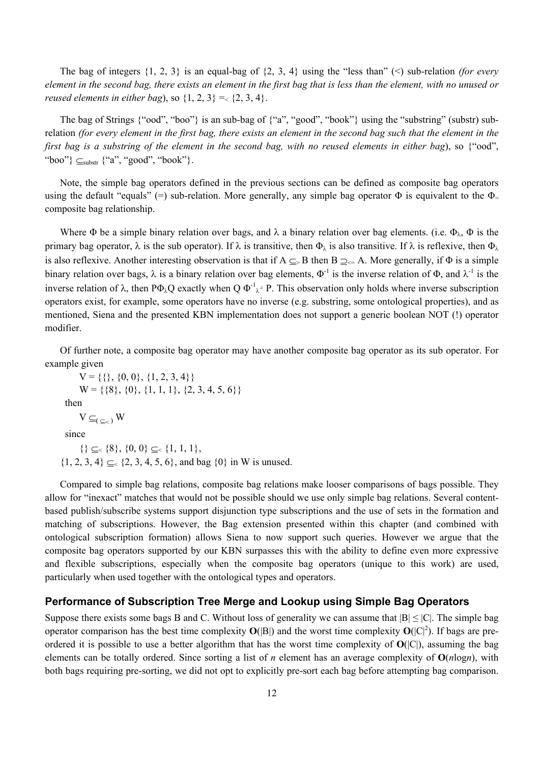The bag of integers {1, 2, 3} is an equal-bag of {2, 3, 4} using the "less than" (<) sub-relation *(for every element in the second bag, there exists an element in the first bag that is less than the element, with no unused or reused elements in either bag*), so {1, 2, 3} $=_<$ {2, 3, 4}.

The bag of Strings {"ood", "boo"} is an sub-bag of {"a", "good", "book"} using the "substring" (substr) sub-relation *(for every element in the first bag, there exists an element in the second bag such that the element in the first bag is a substring of the element in the second bag, with no reused elements in either bag*), so {"ood", "boo"} $\subseteq_{substr}$ {"a", "good", "book"}.

Note, the simple bag operators defined in the previous sections can be defined as composite bag operators using the default "equals" (=) sub-relation. More generally, any simple bag operator Φ is equivalent to the $\Phi_=$ composite bag relationship.

Where Φ be a simple binary relation over bags, and λ a binary relation over bag elements. (i.e. $\Phi_\lambda$, Φ is the primary bag operator, λ is the sub operator). If λ is transitive, then $\Phi_\lambda$ is also transitive. If λ is reflexive, then $\Phi_\lambda$ is also reflexive. Another interesting observation is that if A $\subseteq_>$ B then B $\supseteq_{<=}$ A. More generally, if Φ is a simple binary relation over bags, λ is a binary relation over bag elements, $\Phi^{-1}$ is the inverse relation of Φ, and $\lambda^{-1}$ is the inverse relation of λ, then $P\Phi_\lambda Q$ exactly when $Q\ \Phi^{-1}{}_{\lambda^{-1}}\ P$. This observation only holds where inverse subscription operators exist, for example, some operators have no inverse (e.g. substring, some ontological properties), and as mentioned, Siena and the presented KBN implementation does not support a generic boolean NOT (!) operator modifier.

Of further note, a composite bag operator may have another composite bag operator as its sub operator. For example given

V = {{}, {0, 0}, {1, 2, 3, 4}}
W = {{8}, {0}, {1, 1, 1}, {2, 3, 4, 5, 6}}

then

V $\subseteq_{(\subseteq_<)}$ W

since

{} $\subseteq_<$ {8}, {0, 0} $\subseteq_<$ {1, 1, 1},
{1, 2, 3, 4} $\subseteq_<$ {2, 3, 4, 5, 6}, and bag {0} in W is unused.

Compared to simple bag relations, composite bag relations make looser comparisons of bags possible. They allow for "inexact" matches that would not be possible should we use only simple bag relations. Several content-based publish/subscribe systems support disjunction type subscriptions and the use of sets in the formation and matching of subscriptions. However, the Bag extension presented within this chapter (and combined with ontological subscription formation) allows Siena to now support such queries. However we argue that the composite bag operators supported by our KBN surpasses this with the ability to define even more expressive and flexible subscriptions, especially when the composite bag operators (unique to this work) are used, particularly when used together with the ontological types and operators.

### Performance of Subscription Tree Merge and Lookup using Simple Bag Operators

Suppose there exists some bags B and C. Without loss of generality we can assume that $|B| \leq |C|$. The simple bag operator comparison has the best time complexity **O**(|B|) and the worst time complexity **O**($|C|^2$). If bags are pre-ordered it is possible to use a better algorithm that has the worst time complexity of **O**(|C|), assuming the bag elements can be totally ordered. Since sorting a list of *n* element has an average complexity of **O**(*n*log*n*), with both bags requiring pre-sorting, we did not opt to explicitly pre-sort each bag before attempting bag comparison.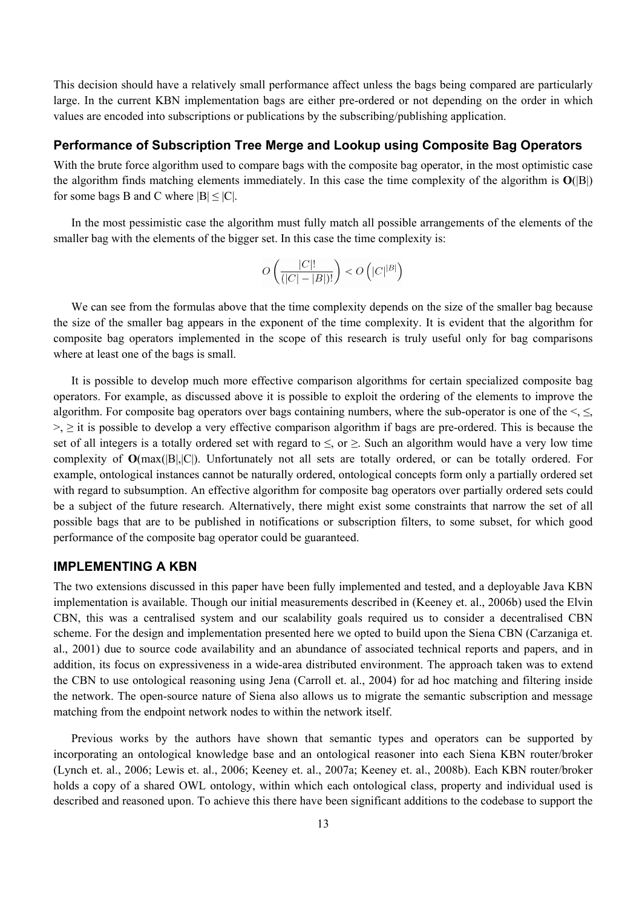This decision should have a relatively small performance affect unless the bags being compared are particularly large. In the current KBN implementation bags are either pre-ordered or not depending on the order in which values are encoded into subscriptions or publications by the subscribing/publishing application.

### Performance of Subscription Tree Merge and Lookup using Composite Bag Operators

With the brute force algorithm used to compare bags with the composite bag operator, in the most optimistic case the algorithm finds matching elements immediately. In this case the time complexity of the algorithm is **O**(|B|) for some bags B and C where $|B| \leq |C|$.

In the most pessimistic case the algorithm must fully match all possible arrangements of the elements of the smaller bag with the elements of the bigger set. In this case the time complexity is:

$$O\left(\frac{|C|!}{(|C|-|B|)!}\right) < O\left(|C|^{|B|}\right)$$

We can see from the formulas above that the time complexity depends on the size of the smaller bag because the size of the smaller bag appears in the exponent of the time complexity. It is evident that the algorithm for composite bag operators implemented in the scope of this research is truly useful only for bag comparisons where at least one of the bags is small.

It is possible to develop much more effective comparison algorithms for certain specialized composite bag operators. For example, as discussed above it is possible to exploit the ordering of the elements to improve the algorithm. For composite bag operators over bags containing numbers, where the sub-operator is one of the <, ≤, >, ≥ it is possible to develop a very effective comparison algorithm if bags are pre-ordered. This is because the set of all integers is a totally ordered set with regard to ≤, or ≥. Such an algorithm would have a very low time complexity of **O**(max(|B|,|C|). Unfortunately not all sets are totally ordered, or can be totally ordered. For example, ontological instances cannot be naturally ordered, ontological concepts form only a partially ordered set with regard to subsumption. An effective algorithm for composite bag operators over partially ordered sets could be a subject of the future research. Alternatively, there might exist some constraints that narrow the set of all possible bags that are to be published in notifications or subscription filters, to some subset, for which good performance of the composite bag operator could be guaranteed.

## IMPLEMENTING A KBN

The two extensions discussed in this paper have been fully implemented and tested, and a deployable Java KBN implementation is available. Though our initial measurements described in (Keeney et. al., 2006b) used the Elvin CBN, this was a centralised system and our scalability goals required us to consider a decentralised CBN scheme. For the design and implementation presented here we opted to build upon the Siena CBN (Carzaniga et. al., 2001) due to source code availability and an abundance of associated technical reports and papers, and in addition, its focus on expressiveness in a wide-area distributed environment. The approach taken was to extend the CBN to use ontological reasoning using Jena (Carroll et. al., 2004) for ad hoc matching and filtering inside the network. The open-source nature of Siena also allows us to migrate the semantic subscription and message matching from the endpoint network nodes to within the network itself.

Previous works by the authors have shown that semantic types and operators can be supported by incorporating an ontological knowledge base and an ontological reasoner into each Siena KBN router/broker (Lynch et. al., 2006; Lewis et. al., 2006; Keeney et. al., 2007a; Keeney et. al., 2008b). Each KBN router/broker holds a copy of a shared OWL ontology, within which each ontological class, property and individual used is described and reasoned upon. To achieve this there have been significant additions to the codebase to support the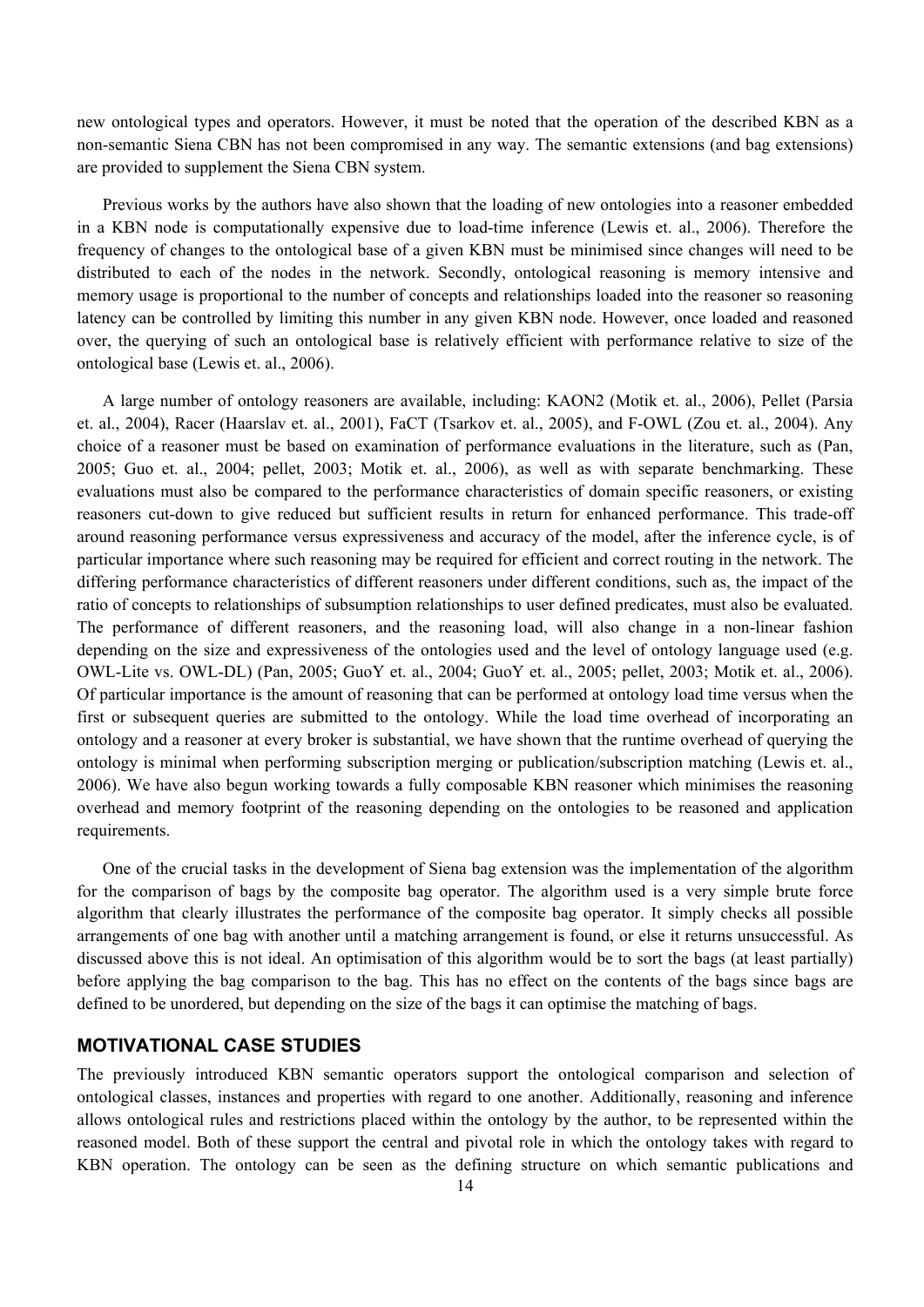new ontological types and operators. However, it must be noted that the operation of the described KBN as a non-semantic Siena CBN has not been compromised in any way. The semantic extensions (and bag extensions) are provided to supplement the Siena CBN system.

Previous works by the authors have also shown that the loading of new ontologies into a reasoner embedded in a KBN node is computationally expensive due to load-time inference (Lewis et. al., 2006). Therefore the frequency of changes to the ontological base of a given KBN must be minimised since changes will need to be distributed to each of the nodes in the network. Secondly, ontological reasoning is memory intensive and memory usage is proportional to the number of concepts and relationships loaded into the reasoner so reasoning latency can be controlled by limiting this number in any given KBN node. However, once loaded and reasoned over, the querying of such an ontological base is relatively efficient with performance relative to size of the ontological base (Lewis et. al., 2006).

A large number of ontology reasoners are available, including: KAON2 (Motik et. al., 2006), Pellet (Parsia et. al., 2004), Racer (Haarslav et. al., 2001), FaCT (Tsarkov et. al., 2005), and F-OWL (Zou et. al., 2004). Any choice of a reasoner must be based on examination of performance evaluations in the literature, such as (Pan, 2005; Guo et. al., 2004; pellet, 2003; Motik et. al., 2006), as well as with separate benchmarking. These evaluations must also be compared to the performance characteristics of domain specific reasoners, or existing reasoners cut-down to give reduced but sufficient results in return for enhanced performance. This trade-off around reasoning performance versus expressiveness and accuracy of the model, after the inference cycle, is of particular importance where such reasoning may be required for efficient and correct routing in the network. The differing performance characteristics of different reasoners under different conditions, such as, the impact of the ratio of concepts to relationships of subsumption relationships to user defined predicates, must also be evaluated. The performance of different reasoners, and the reasoning load, will also change in a non-linear fashion depending on the size and expressiveness of the ontologies used and the level of ontology language used (e.g. OWL-Lite vs. OWL-DL) (Pan, 2005; GuoY et. al., 2004; GuoY et. al., 2005; pellet, 2003; Motik et. al., 2006). Of particular importance is the amount of reasoning that can be performed at ontology load time versus when the first or subsequent queries are submitted to the ontology. While the load time overhead of incorporating an ontology and a reasoner at every broker is substantial, we have shown that the runtime overhead of querying the ontology is minimal when performing subscription merging or publication/subscription matching (Lewis et. al., 2006). We have also begun working towards a fully composable KBN reasoner which minimises the reasoning overhead and memory footprint of the reasoning depending on the ontologies to be reasoned and application requirements.

One of the crucial tasks in the development of Siena bag extension was the implementation of the algorithm for the comparison of bags by the composite bag operator. The algorithm used is a very simple brute force algorithm that clearly illustrates the performance of the composite bag operator. It simply checks all possible arrangements of one bag with another until a matching arrangement is found, or else it returns unsuccessful. As discussed above this is not ideal. An optimisation of this algorithm would be to sort the bags (at least partially) before applying the bag comparison to the bag. This has no effect on the contents of the bags since bags are defined to be unordered, but depending on the size of the bags it can optimise the matching of bags.

## MOTIVATIONAL CASE STUDIES

The previously introduced KBN semantic operators support the ontological comparison and selection of ontological classes, instances and properties with regard to one another. Additionally, reasoning and inference allows ontological rules and restrictions placed within the ontology by the author, to be represented within the reasoned model. Both of these support the central and pivotal role in which the ontology takes with regard to KBN operation. The ontology can be seen as the defining structure on which semantic publications and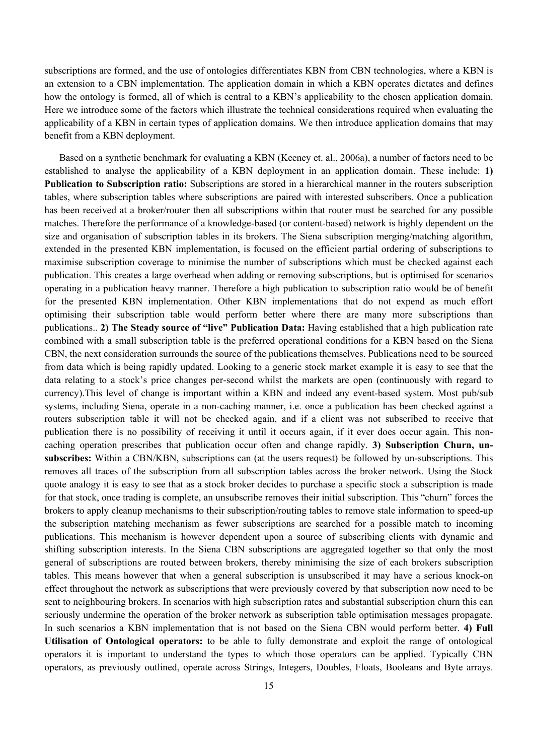subscriptions are formed, and the use of ontologies differentiates KBN from CBN technologies, where a KBN is an extension to a CBN implementation. The application domain in which a KBN operates dictates and defines how the ontology is formed, all of which is central to a KBN's applicability to the chosen application domain. Here we introduce some of the factors which illustrate the technical considerations required when evaluating the applicability of a KBN in certain types of application domains. We then introduce application domains that may benefit from a KBN deployment.

Based on a synthetic benchmark for evaluating a KBN (Keeney et. al., 2006a), a number of factors need to be established to analyse the applicability of a KBN deployment in an application domain. These include: **1) Publication to Subscription ratio:** Subscriptions are stored in a hierarchical manner in the routers subscription tables, where subscription tables where subscriptions are paired with interested subscribers. Once a publication has been received at a broker/router then all subscriptions within that router must be searched for any possible matches. Therefore the performance of a knowledge-based (or content-based) network is highly dependent on the size and organisation of subscription tables in its brokers. The Siena subscription merging/matching algorithm, extended in the presented KBN implementation, is focused on the efficient partial ordering of subscriptions to maximise subscription coverage to minimise the number of subscriptions which must be checked against each publication. This creates a large overhead when adding or removing subscriptions, but is optimised for scenarios operating in a publication heavy manner. Therefore a high publication to subscription ratio would be of benefit for the presented KBN implementation. Other KBN implementations that do not expend as much effort optimising their subscription table would perform better where there are many more subscriptions than publications.. **2) The Steady source of "live" Publication Data:** Having established that a high publication rate combined with a small subscription table is the preferred operational conditions for a KBN based on the Siena CBN, the next consideration surrounds the source of the publications themselves. Publications need to be sourced from data which is being rapidly updated. Looking to a generic stock market example it is easy to see that the data relating to a stock's price changes per-second whilst the markets are open (continuously with regard to currency).This level of change is important within a KBN and indeed any event-based system. Most pub/sub systems, including Siena, operate in a non-caching manner, i.e. once a publication has been checked against a routers subscription table it will not be checked again, and if a client was not subscribed to receive that publication there is no possibility of receiving it until it occurs again, if it ever does occur again. This non-caching operation prescribes that publication occur often and change rapidly. **3) Subscription Churn, un-subscribes:** Within a CBN/KBN, subscriptions can (at the users request) be followed by un-subscriptions. This removes all traces of the subscription from all subscription tables across the broker network. Using the Stock quote analogy it is easy to see that as a stock broker decides to purchase a specific stock a subscription is made for that stock, once trading is complete, an unsubscribe removes their initial subscription. This "churn" forces the brokers to apply cleanup mechanisms to their subscription/routing tables to remove stale information to speed-up the subscription matching mechanism as fewer subscriptions are searched for a possible match to incoming publications. This mechanism is however dependent upon a source of subscribing clients with dynamic and shifting subscription interests. In the Siena CBN subscriptions are aggregated together so that only the most general of subscriptions are routed between brokers, thereby minimising the size of each brokers subscription tables. This means however that when a general subscription is unsubscribed it may have a serious knock-on effect throughout the network as subscriptions that were previously covered by that subscription now need to be sent to neighbouring brokers. In scenarios with high subscription rates and substantial subscription churn this can seriously undermine the operation of the broker network as subscription table optimisation messages propagate. In such scenarios a KBN implementation that is not based on the Siena CBN would perform better. **4) Full Utilisation of Ontological operators:** to be able to fully demonstrate and exploit the range of ontological operators it is important to understand the types to which those operators can be applied. Typically CBN operators, as previously outlined, operate across Strings, Integers, Doubles, Floats, Booleans and Byte arrays.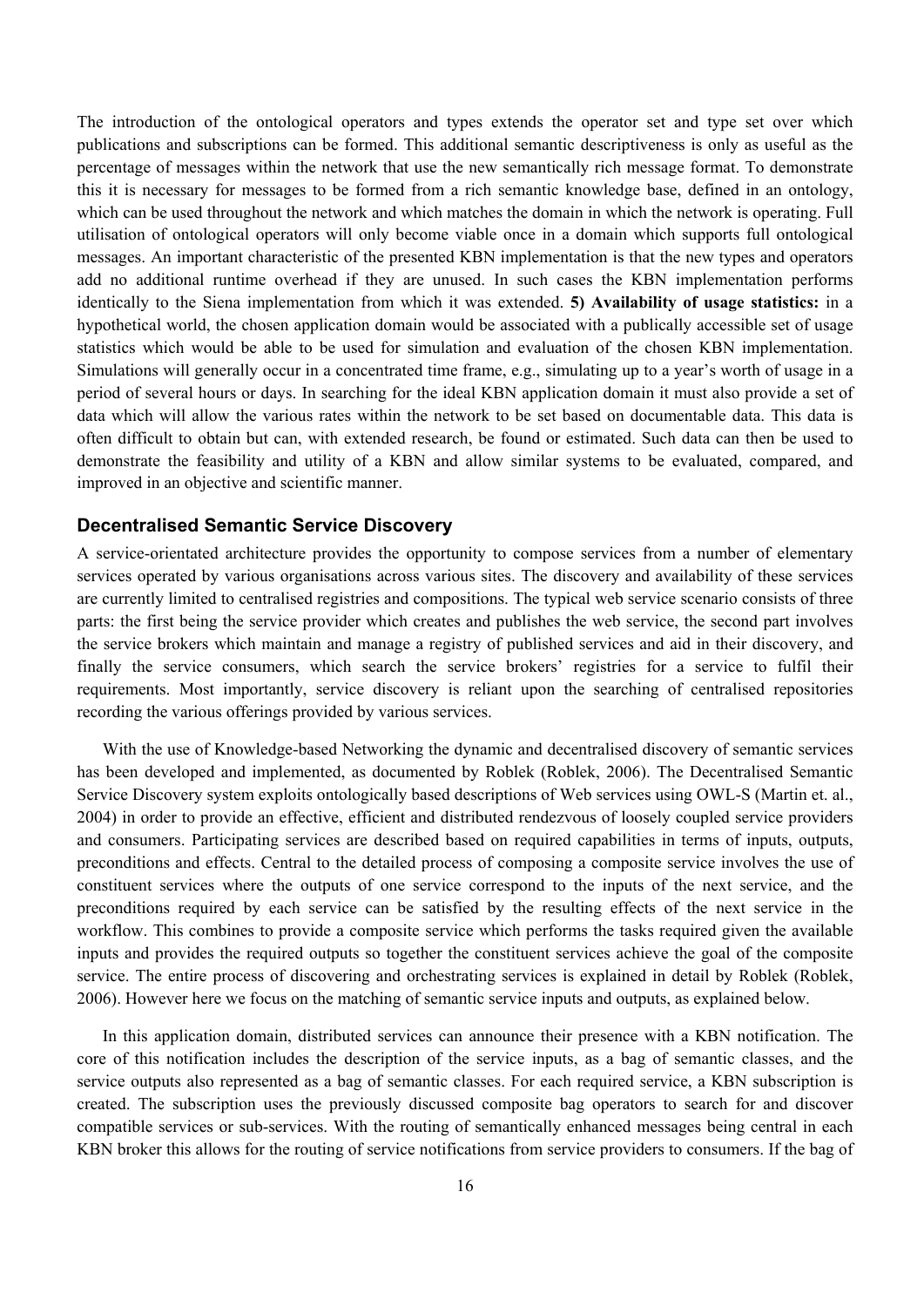The introduction of the ontological operators and types extends the operator set and type set over which publications and subscriptions can be formed. This additional semantic descriptiveness is only as useful as the percentage of messages within the network that use the new semantically rich message format. To demonstrate this it is necessary for messages to be formed from a rich semantic knowledge base, defined in an ontology, which can be used throughout the network and which matches the domain in which the network is operating. Full utilisation of ontological operators will only become viable once in a domain which supports full ontological messages. An important characteristic of the presented KBN implementation is that the new types and operators add no additional runtime overhead if they are unused. In such cases the KBN implementation performs identically to the Siena implementation from which it was extended. **5) Availability of usage statistics:** in a hypothetical world, the chosen application domain would be associated with a publically accessible set of usage statistics which would be able to be used for simulation and evaluation of the chosen KBN implementation. Simulations will generally occur in a concentrated time frame, e.g., simulating up to a year's worth of usage in a period of several hours or days. In searching for the ideal KBN application domain it must also provide a set of data which will allow the various rates within the network to be set based on documentable data. This data is often difficult to obtain but can, with extended research, be found or estimated. Such data can then be used to demonstrate the feasibility and utility of a KBN and allow similar systems to be evaluated, compared, and improved in an objective and scientific manner.

### Decentralised Semantic Service Discovery

A service-orientated architecture provides the opportunity to compose services from a number of elementary services operated by various organisations across various sites. The discovery and availability of these services are currently limited to centralised registries and compositions. The typical web service scenario consists of three parts: the first being the service provider which creates and publishes the web service, the second part involves the service brokers which maintain and manage a registry of published services and aid in their discovery, and finally the service consumers, which search the service brokers' registries for a service to fulfil their requirements. Most importantly, service discovery is reliant upon the searching of centralised repositories recording the various offerings provided by various services.

With the use of Knowledge-based Networking the dynamic and decentralised discovery of semantic services has been developed and implemented, as documented by Roblek (Roblek, 2006). The Decentralised Semantic Service Discovery system exploits ontologically based descriptions of Web services using OWL-S (Martin et. al., 2004) in order to provide an effective, efficient and distributed rendezvous of loosely coupled service providers and consumers. Participating services are described based on required capabilities in terms of inputs, outputs, preconditions and effects. Central to the detailed process of composing a composite service involves the use of constituent services where the outputs of one service correspond to the inputs of the next service, and the preconditions required by each service can be satisfied by the resulting effects of the next service in the workflow. This combines to provide a composite service which performs the tasks required given the available inputs and provides the required outputs so together the constituent services achieve the goal of the composite service. The entire process of discovering and orchestrating services is explained in detail by Roblek (Roblek, 2006). However here we focus on the matching of semantic service inputs and outputs, as explained below.

In this application domain, distributed services can announce their presence with a KBN notification. The core of this notification includes the description of the service inputs, as a bag of semantic classes, and the service outputs also represented as a bag of semantic classes. For each required service, a KBN subscription is created. The subscription uses the previously discussed composite bag operators to search for and discover compatible services or sub-services. With the routing of semantically enhanced messages being central in each KBN broker this allows for the routing of service notifications from service providers to consumers. If the bag of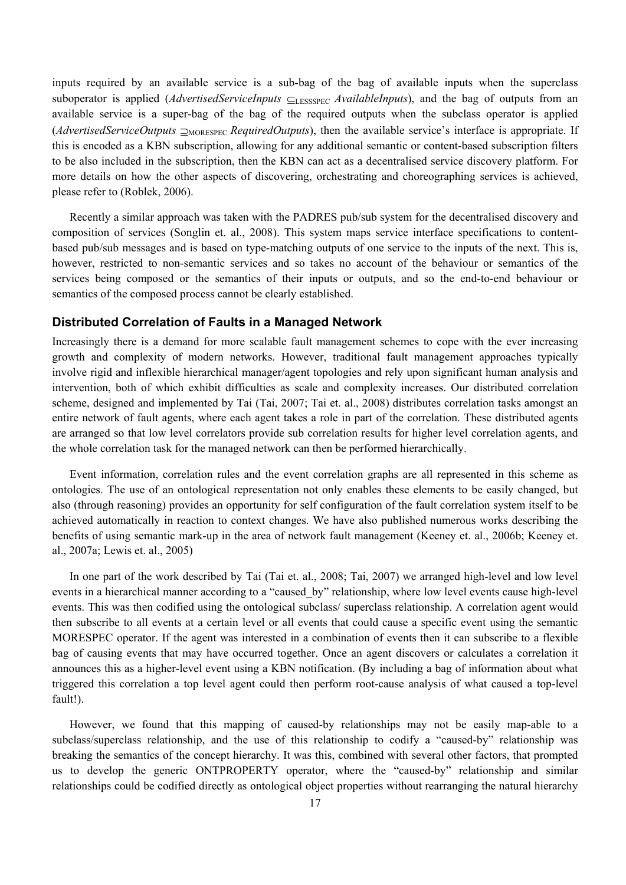inputs required by an available service is a sub-bag of the bag of available inputs when the superclass suboperator is applied (*AdvertisedServiceInputs* $\subseteq_{\text{LESSSPEC}}$ *AvailableInputs*), and the bag of outputs from an available service is a super-bag of the bag of the required outputs when the subclass operator is applied (*AdvertisedServiceOutputs* $\supseteq_{\text{MORESPEC}}$ *RequiredOutputs*), then the available service's interface is appropriate. If this is encoded as a KBN subscription, allowing for any additional semantic or content-based subscription filters to be also included in the subscription, then the KBN can act as a decentralised service discovery platform. For more details on how the other aspects of discovering, orchestrating and choreographing services is achieved, please refer to (Roblek, 2006).

Recently a similar approach was taken with the PADRES pub/sub system for the decentralised discovery and composition of services (Songlin et. al., 2008). This system maps service interface specifications to content-based pub/sub messages and is based on type-matching outputs of one service to the inputs of the next. This is, however, restricted to non-semantic services and so takes no account of the behaviour or semantics of the services being composed or the semantics of their inputs or outputs, and so the end-to-end behaviour or semantics of the composed process cannot be clearly established.

### Distributed Correlation of Faults in a Managed Network

Increasingly there is a demand for more scalable fault management schemes to cope with the ever increasing growth and complexity of modern networks. However, traditional fault management approaches typically involve rigid and inflexible hierarchical manager/agent topologies and rely upon significant human analysis and intervention, both of which exhibit difficulties as scale and complexity increases. Our distributed correlation scheme, designed and implemented by Tai (Tai, 2007; Tai et. al., 2008) distributes correlation tasks amongst an entire network of fault agents, where each agent takes a role in part of the correlation. These distributed agents are arranged so that low level correlators provide sub correlation results for higher level correlation agents, and the whole correlation task for the managed network can then be performed hierarchically.

Event information, correlation rules and the event correlation graphs are all represented in this scheme as ontologies. The use of an ontological representation not only enables these elements to be easily changed, but also (through reasoning) provides an opportunity for self configuration of the fault correlation system itself to be achieved automatically in reaction to context changes. We have also published numerous works describing the benefits of using semantic mark-up in the area of network fault management (Keeney et. al., 2006b; Keeney et. al., 2007a; Lewis et. al., 2005)

In one part of the work described by Tai (Tai et. al., 2008; Tai, 2007) we arranged high-level and low level events in a hierarchical manner according to a "caused_by" relationship, where low level events cause high-level events. This was then codified using the ontological subclass/ superclass relationship. A correlation agent would then subscribe to all events at a certain level or all events that could cause a specific event using the semantic MORESPEC operator. If the agent was interested in a combination of events then it can subscribe to a flexible bag of causing events that may have occurred together. Once an agent discovers or calculates a correlation it announces this as a higher-level event using a KBN notification. (By including a bag of information about what triggered this correlation a top level agent could then perform root-cause analysis of what caused a top-level fault!).

However, we found that this mapping of caused-by relationships may not be easily map-able to a subclass/superclass relationship, and the use of this relationship to codify a "caused-by" relationship was breaking the semantics of the concept hierarchy. It was this, combined with several other factors, that prompted us to develop the generic ONTPROPERTY operator, where the "caused-by" relationship and similar relationships could be codified directly as ontological object properties without rearranging the natural hierarchy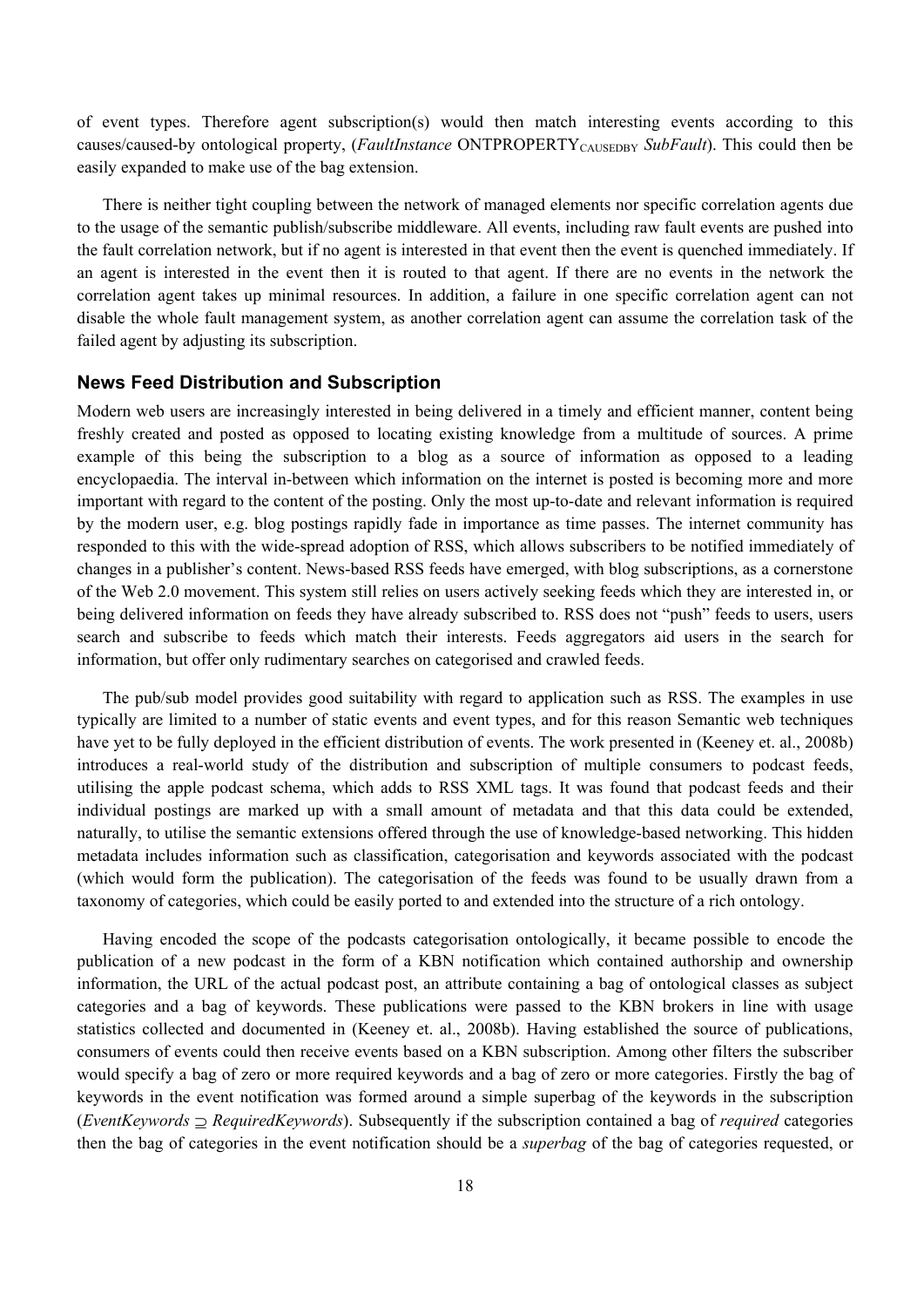of event types. Therefore agent subscription(s) would then match interesting events according to this causes/caused-by ontological property, (*FaultInstance* ONTPROPERTY$_{\text{CAUSEDBY}}$ *SubFault*). This could then be easily expanded to make use of the bag extension.

There is neither tight coupling between the network of managed elements nor specific correlation agents due to the usage of the semantic publish/subscribe middleware. All events, including raw fault events are pushed into the fault correlation network, but if no agent is interested in that event then the event is quenched immediately. If an agent is interested in the event then it is routed to that agent. If there are no events in the network the correlation agent takes up minimal resources. In addition, a failure in one specific correlation agent can not disable the whole fault management system, as another correlation agent can assume the correlation task of the failed agent by adjusting its subscription.

### News Feed Distribution and Subscription

Modern web users are increasingly interested in being delivered in a timely and efficient manner, content being freshly created and posted as opposed to locating existing knowledge from a multitude of sources. A prime example of this being the subscription to a blog as a source of information as opposed to a leading encyclopaedia. The interval in-between which information on the internet is posted is becoming more and more important with regard to the content of the posting. Only the most up-to-date and relevant information is required by the modern user, e.g. blog postings rapidly fade in importance as time passes. The internet community has responded to this with the wide-spread adoption of RSS, which allows subscribers to be notified immediately of changes in a publisher's content. News-based RSS feeds have emerged, with blog subscriptions, as a cornerstone of the Web 2.0 movement. This system still relies on users actively seeking feeds which they are interested in, or being delivered information on feeds they have already subscribed to. RSS does not "push" feeds to users, users search and subscribe to feeds which match their interests. Feeds aggregators aid users in the search for information, but offer only rudimentary searches on categorised and crawled feeds.

The pub/sub model provides good suitability with regard to application such as RSS. The examples in use typically are limited to a number of static events and event types, and for this reason Semantic web techniques have yet to be fully deployed in the efficient distribution of events. The work presented in (Keeney et. al., 2008b) introduces a real-world study of the distribution and subscription of multiple consumers to podcast feeds, utilising the apple podcast schema, which adds to RSS XML tags. It was found that podcast feeds and their individual postings are marked up with a small amount of metadata and that this data could be extended, naturally, to utilise the semantic extensions offered through the use of knowledge-based networking. This hidden metadata includes information such as classification, categorisation and keywords associated with the podcast (which would form the publication). The categorisation of the feeds was found to be usually drawn from a taxonomy of categories, which could be easily ported to and extended into the structure of a rich ontology.

Having encoded the scope of the podcasts categorisation ontologically, it became possible to encode the publication of a new podcast in the form of a KBN notification which contained authorship and ownership information, the URL of the actual podcast post, an attribute containing a bag of ontological classes as subject categories and a bag of keywords. These publications were passed to the KBN brokers in line with usage statistics collected and documented in (Keeney et. al., 2008b). Having established the source of publications, consumers of events could then receive events based on a KBN subscription. Among other filters the subscriber would specify a bag of zero or more required keywords and a bag of zero or more categories. Firstly the bag of keywords in the event notification was formed around a simple superbag of the keywords in the subscription ($EventKeywords \sqsupseteq RequiredKeywords$). Subsequently if the subscription contained a bag of *required* categories then the bag of categories in the event notification should be a *superbag* of the bag of categories requested, or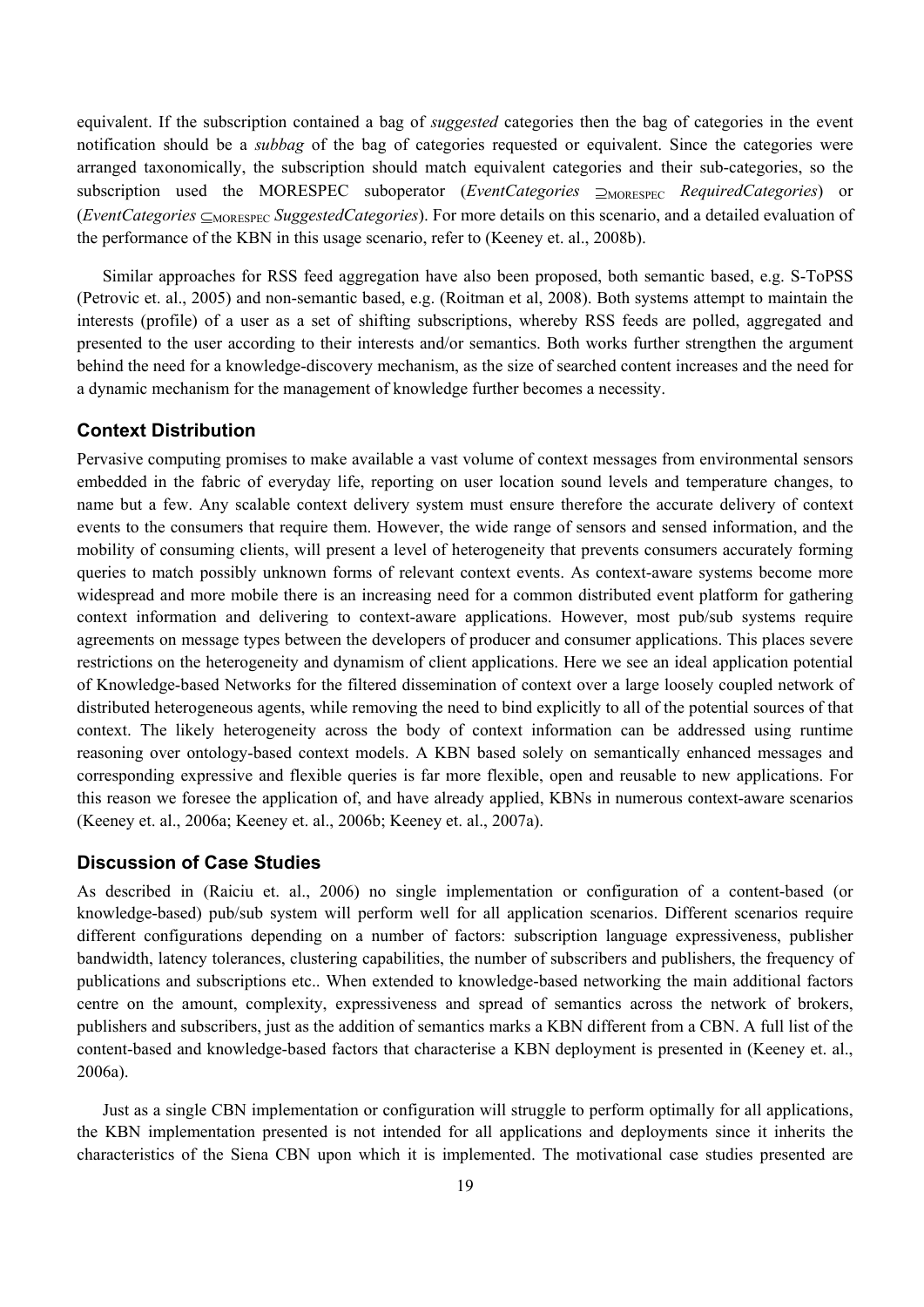equivalent. If the subscription contained a bag of *suggested* categories then the bag of categories in the event notification should be a *subbag* of the bag of categories requested or equivalent. Since the categories were arranged taxonomically, the subscription should match equivalent categories and their sub-categories, so the subscription used the MORESPEC suboperator (*EventCategories* $\supseteq_{\text{MORESPEC}}$ *RequiredCategories*) or (*EventCategories* $\subseteq_{\text{MORESPEC}}$ *SuggestedCategories*). For more details on this scenario, and a detailed evaluation of the performance of the KBN in this usage scenario, refer to (Keeney et. al., 2008b).

Similar approaches for RSS feed aggregation have also been proposed, both semantic based, e.g. S-ToPSS (Petrovic et. al., 2005) and non-semantic based, e.g. (Roitman et al, 2008). Both systems attempt to maintain the interests (profile) of a user as a set of shifting subscriptions, whereby RSS feeds are polled, aggregated and presented to the user according to their interests and/or semantics. Both works further strengthen the argument behind the need for a knowledge-discovery mechanism, as the size of searched content increases and the need for a dynamic mechanism for the management of knowledge further becomes a necessity.

## Context Distribution

Pervasive computing promises to make available a vast volume of context messages from environmental sensors embedded in the fabric of everyday life, reporting on user location sound levels and temperature changes, to name but a few. Any scalable context delivery system must ensure therefore the accurate delivery of context events to the consumers that require them. However, the wide range of sensors and sensed information, and the mobility of consuming clients, will present a level of heterogeneity that prevents consumers accurately forming queries to match possibly unknown forms of relevant context events. As context-aware systems become more widespread and more mobile there is an increasing need for a common distributed event platform for gathering context information and delivering to context-aware applications. However, most pub/sub systems require agreements on message types between the developers of producer and consumer applications. This places severe restrictions on the heterogeneity and dynamism of client applications. Here we see an ideal application potential of Knowledge-based Networks for the filtered dissemination of context over a large loosely coupled network of distributed heterogeneous agents, while removing the need to bind explicitly to all of the potential sources of that context. The likely heterogeneity across the body of context information can be addressed using runtime reasoning over ontology-based context models. A KBN based solely on semantically enhanced messages and corresponding expressive and flexible queries is far more flexible, open and reusable to new applications. For this reason we foresee the application of, and have already applied, KBNs in numerous context-aware scenarios (Keeney et. al., 2006a; Keeney et. al., 2006b; Keeney et. al., 2007a).

## Discussion of Case Studies

As described in (Raiciu et. al., 2006) no single implementation or configuration of a content-based (or knowledge-based) pub/sub system will perform well for all application scenarios. Different scenarios require different configurations depending on a number of factors: subscription language expressiveness, publisher bandwidth, latency tolerances, clustering capabilities, the number of subscribers and publishers, the frequency of publications and subscriptions etc.. When extended to knowledge-based networking the main additional factors centre on the amount, complexity, expressiveness and spread of semantics across the network of brokers, publishers and subscribers, just as the addition of semantics marks a KBN different from a CBN. A full list of the content-based and knowledge-based factors that characterise a KBN deployment is presented in (Keeney et. al., 2006a).

Just as a single CBN implementation or configuration will struggle to perform optimally for all applications, the KBN implementation presented is not intended for all applications and deployments since it inherits the characteristics of the Siena CBN upon which it is implemented. The motivational case studies presented are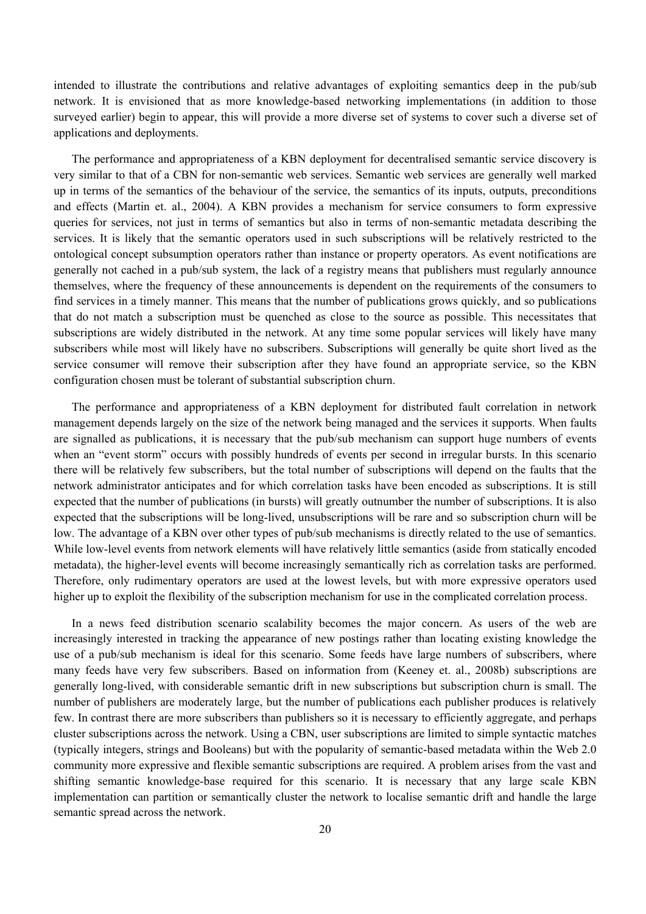intended to illustrate the contributions and relative advantages of exploiting semantics deep in the pub/sub network. It is envisioned that as more knowledge-based networking implementations (in addition to those surveyed earlier) begin to appear, this will provide a more diverse set of systems to cover such a diverse set of applications and deployments.

The performance and appropriateness of a KBN deployment for decentralised semantic service discovery is very similar to that of a CBN for non-semantic web services. Semantic web services are generally well marked up in terms of the semantics of the behaviour of the service, the semantics of its inputs, outputs, preconditions and effects (Martin et. al., 2004). A KBN provides a mechanism for service consumers to form expressive queries for services, not just in terms of semantics but also in terms of non-semantic metadata describing the services. It is likely that the semantic operators used in such subscriptions will be relatively restricted to the ontological concept subsumption operators rather than instance or property operators. As event notifications are generally not cached in a pub/sub system, the lack of a registry means that publishers must regularly announce themselves, where the frequency of these announcements is dependent on the requirements of the consumers to find services in a timely manner. This means that the number of publications grows quickly, and so publications that do not match a subscription must be quenched as close to the source as possible. This necessitates that subscriptions are widely distributed in the network. At any time some popular services will likely have many subscribers while most will likely have no subscribers. Subscriptions will generally be quite short lived as the service consumer will remove their subscription after they have found an appropriate service, so the KBN configuration chosen must be tolerant of substantial subscription churn.

The performance and appropriateness of a KBN deployment for distributed fault correlation in network management depends largely on the size of the network being managed and the services it supports. When faults are signalled as publications, it is necessary that the pub/sub mechanism can support huge numbers of events when an "event storm" occurs with possibly hundreds of events per second in irregular bursts. In this scenario there will be relatively few subscribers, but the total number of subscriptions will depend on the faults that the network administrator anticipates and for which correlation tasks have been encoded as subscriptions. It is still expected that the number of publications (in bursts) will greatly outnumber the number of subscriptions. It is also expected that the subscriptions will be long-lived, unsubscriptions will be rare and so subscription churn will be low. The advantage of a KBN over other types of pub/sub mechanisms is directly related to the use of semantics. While low-level events from network elements will have relatively little semantics (aside from statically encoded metadata), the higher-level events will become increasingly semantically rich as correlation tasks are performed. Therefore, only rudimentary operators are used at the lowest levels, but with more expressive operators used higher up to exploit the flexibility of the subscription mechanism for use in the complicated correlation process.

In a news feed distribution scenario scalability becomes the major concern. As users of the web are increasingly interested in tracking the appearance of new postings rather than locating existing knowledge the use of a pub/sub mechanism is ideal for this scenario. Some feeds have large numbers of subscribers, where many feeds have very few subscribers. Based on information from (Keeney et. al., 2008b) subscriptions are generally long-lived, with considerable semantic drift in new subscriptions but subscription churn is small. The number of publishers are moderately large, but the number of publications each publisher produces is relatively few. In contrast there are more subscribers than publishers so it is necessary to efficiently aggregate, and perhaps cluster subscriptions across the network. Using a CBN, user subscriptions are limited to simple syntactic matches (typically integers, strings and Booleans) but with the popularity of semantic-based metadata within the Web 2.0 community more expressive and flexible semantic subscriptions are required. A problem arises from the vast and shifting semantic knowledge-base required for this scenario. It is necessary that any large scale KBN implementation can partition or semantically cluster the network to localise semantic drift and handle the large semantic spread across the network.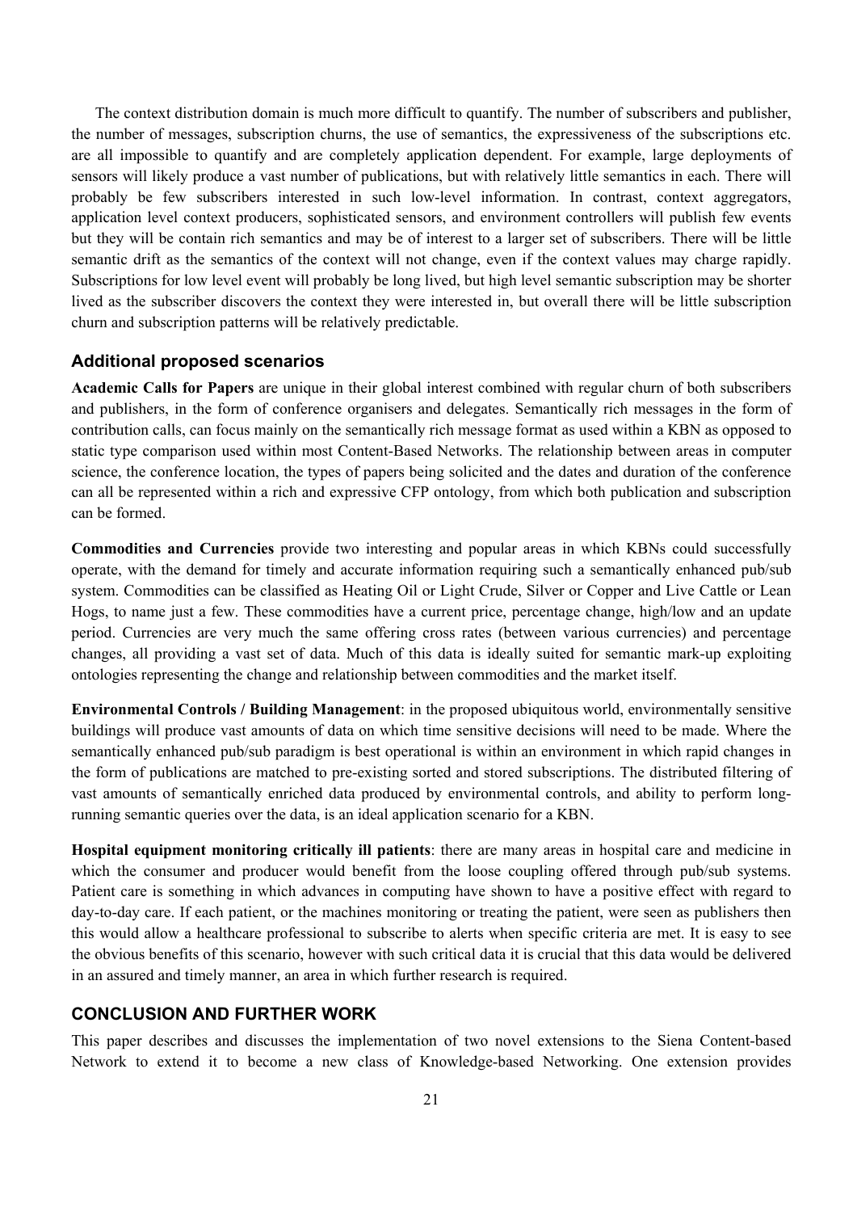The context distribution domain is much more difficult to quantify. The number of subscribers and publisher, the number of messages, subscription churns, the use of semantics, the expressiveness of the subscriptions etc. are all impossible to quantify and are completely application dependent. For example, large deployments of sensors will likely produce a vast number of publications, but with relatively little semantics in each. There will probably be few subscribers interested in such low-level information. In contrast, context aggregators, application level context producers, sophisticated sensors, and environment controllers will publish few events but they will be contain rich semantics and may be of interest to a larger set of subscribers. There will be little semantic drift as the semantics of the context will not change, even if the context values may charge rapidly. Subscriptions for low level event will probably be long lived, but high level semantic subscription may be shorter lived as the subscriber discovers the context they were interested in, but overall there will be little subscription churn and subscription patterns will be relatively predictable.

### Additional proposed scenarios

**Academic Calls for Papers** are unique in their global interest combined with regular churn of both subscribers and publishers, in the form of conference organisers and delegates. Semantically rich messages in the form of contribution calls, can focus mainly on the semantically rich message format as used within a KBN as opposed to static type comparison used within most Content-Based Networks. The relationship between areas in computer science, the conference location, the types of papers being solicited and the dates and duration of the conference can all be represented within a rich and expressive CFP ontology, from which both publication and subscription can be formed.

**Commodities and Currencies** provide two interesting and popular areas in which KBNs could successfully operate, with the demand for timely and accurate information requiring such a semantically enhanced pub/sub system. Commodities can be classified as Heating Oil or Light Crude, Silver or Copper and Live Cattle or Lean Hogs, to name just a few. These commodities have a current price, percentage change, high/low and an update period. Currencies are very much the same offering cross rates (between various currencies) and percentage changes, all providing a vast set of data. Much of this data is ideally suited for semantic mark-up exploiting ontologies representing the change and relationship between commodities and the market itself.

**Environmental Controls / Building Management**: in the proposed ubiquitous world, environmentally sensitive buildings will produce vast amounts of data on which time sensitive decisions will need to be made. Where the semantically enhanced pub/sub paradigm is best operational is within an environment in which rapid changes in the form of publications are matched to pre-existing sorted and stored subscriptions. The distributed filtering of vast amounts of semantically enriched data produced by environmental controls, and ability to perform long-running semantic queries over the data, is an ideal application scenario for a KBN.

**Hospital equipment monitoring critically ill patients**: there are many areas in hospital care and medicine in which the consumer and producer would benefit from the loose coupling offered through pub/sub systems. Patient care is something in which advances in computing have shown to have a positive effect with regard to day-to-day care. If each patient, or the machines monitoring or treating the patient, were seen as publishers then this would allow a healthcare professional to subscribe to alerts when specific criteria are met. It is easy to see the obvious benefits of this scenario, however with such critical data it is crucial that this data would be delivered in an assured and timely manner, an area in which further research is required.

## CONCLUSION AND FURTHER WORK

This paper describes and discusses the implementation of two novel extensions to the Siena Content-based Network to extend it to become a new class of Knowledge-based Networking. One extension provides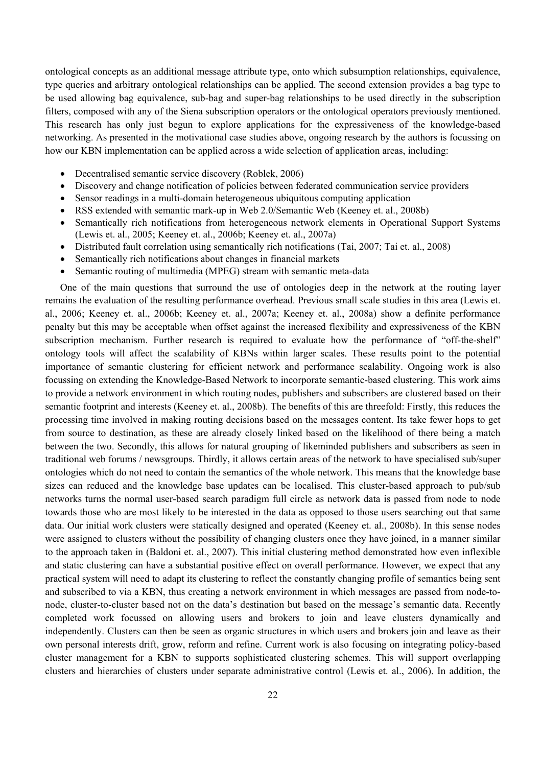ontological concepts as an additional message attribute type, onto which subsumption relationships, equivalence, type queries and arbitrary ontological relationships can be applied. The second extension provides a bag type to be used allowing bag equivalence, sub-bag and super-bag relationships to be used directly in the subscription filters, composed with any of the Siena subscription operators or the ontological operators previously mentioned. This research has only just begun to explore applications for the expressiveness of the knowledge-based networking. As presented in the motivational case studies above, ongoing research by the authors is focussing on how our KBN implementation can be applied across a wide selection of application areas, including:

- Decentralised semantic service discovery (Roblek, 2006)
- Discovery and change notification of policies between federated communication service providers
- Sensor readings in a multi-domain heterogeneous ubiquitous computing application
- RSS extended with semantic mark-up in Web 2.0/Semantic Web (Keeney et. al., 2008b)
- Semantically rich notifications from heterogeneous network elements in Operational Support Systems (Lewis et. al., 2005; Keeney et. al., 2006b; Keeney et. al., 2007a)
- Distributed fault correlation using semantically rich notifications (Tai, 2007; Tai et. al., 2008)
- Semantically rich notifications about changes in financial markets
- Semantic routing of multimedia (MPEG) stream with semantic meta-data

One of the main questions that surround the use of ontologies deep in the network at the routing layer remains the evaluation of the resulting performance overhead. Previous small scale studies in this area (Lewis et. al., 2006; Keeney et. al., 2006b; Keeney et. al., 2007a; Keeney et. al., 2008a) show a definite performance penalty but this may be acceptable when offset against the increased flexibility and expressiveness of the KBN subscription mechanism. Further research is required to evaluate how the performance of "off-the-shelf" ontology tools will affect the scalability of KBNs within larger scales. These results point to the potential importance of semantic clustering for efficient network and performance scalability. Ongoing work is also focussing on extending the Knowledge-Based Network to incorporate semantic-based clustering. This work aims to provide a network environment in which routing nodes, publishers and subscribers are clustered based on their semantic footprint and interests (Keeney et. al., 2008b). The benefits of this are threefold: Firstly, this reduces the processing time involved in making routing decisions based on the messages content. Its take fewer hops to get from source to destination, as these are already closely linked based on the likelihood of there being a match between the two. Secondly, this allows for natural grouping of likeminded publishers and subscribers as seen in traditional web forums / newsgroups. Thirdly, it allows certain areas of the network to have specialised sub/super ontologies which do not need to contain the semantics of the whole network. This means that the knowledge base sizes can reduced and the knowledge base updates can be localised. This cluster-based approach to pub/sub networks turns the normal user-based search paradigm full circle as network data is passed from node to node towards those who are most likely to be interested in the data as opposed to those users searching out that same data. Our initial work clusters were statically designed and operated (Keeney et. al., 2008b). In this sense nodes were assigned to clusters without the possibility of changing clusters once they have joined, in a manner similar to the approach taken in (Baldoni et. al., 2007). This initial clustering method demonstrated how even inflexible and static clustering can have a substantial positive effect on overall performance. However, we expect that any practical system will need to adapt its clustering to reflect the constantly changing profile of semantics being sent and subscribed to via a KBN, thus creating a network environment in which messages are passed from node-to-node, cluster-to-cluster based not on the data's destination but based on the message's semantic data. Recently completed work focussed on allowing users and brokers to join and leave clusters dynamically and independently. Clusters can then be seen as organic structures in which users and brokers join and leave as their own personal interests drift, grow, reform and refine. Current work is also focusing on integrating policy-based cluster management for a KBN to supports sophisticated clustering schemes. This will support overlapping clusters and hierarchies of clusters under separate administrative control (Lewis et. al., 2006). In addition, the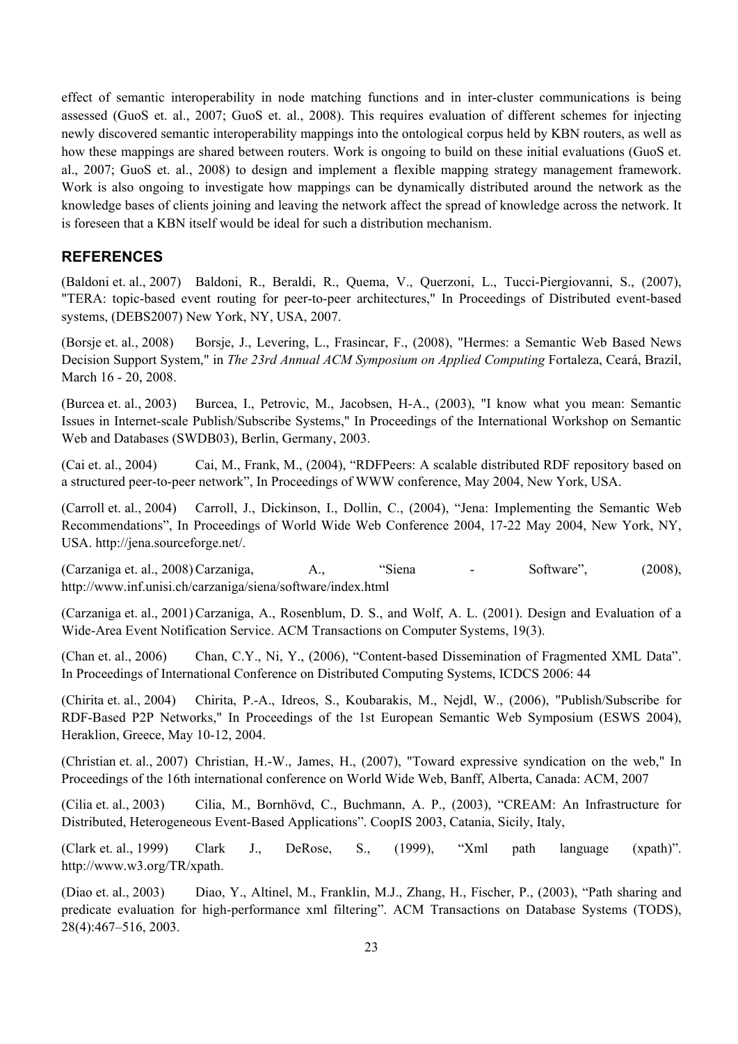effect of semantic interoperability in node matching functions and in inter-cluster communications is being assessed (GuoS et. al., 2007; GuoS et. al., 2008). This requires evaluation of different schemes for injecting newly discovered semantic interoperability mappings into the ontological corpus held by KBN routers, as well as how these mappings are shared between routers. Work is ongoing to build on these initial evaluations (GuoS et. al., 2007; GuoS et. al., 2008) to design and implement a flexible mapping strategy management framework. Work is also ongoing to investigate how mappings can be dynamically distributed around the network as the knowledge bases of clients joining and leaving the network affect the spread of knowledge across the network. It is foreseen that a KBN itself would be ideal for such a distribution mechanism.

## REFERENCES

(Baldoni et. al., 2007) Baldoni, R., Beraldi, R., Quema, V., Querzoni, L., Tucci-Piergiovanni, S., (2007), "TERA: topic-based event routing for peer-to-peer architectures," In Proceedings of Distributed event-based systems, (DEBS2007) New York, NY, USA, 2007.

(Borsje et. al., 2008) Borsje, J., Levering, L., Frasincar, F., (2008), "Hermes: a Semantic Web Based News Decision Support System," in *The 23rd Annual ACM Symposium on Applied Computing* Fortaleza, Ceará, Brazil, March 16 - 20, 2008.

(Burcea et. al., 2003) Burcea, I., Petrovic, M., Jacobsen, H-A., (2003), "I know what you mean: Semantic Issues in Internet-scale Publish/Subscribe Systems," In Proceedings of the International Workshop on Semantic Web and Databases (SWDB03), Berlin, Germany, 2003.

(Cai et. al., 2004) Cai, M., Frank, M., (2004), "RDFPeers: A scalable distributed RDF repository based on a structured peer-to-peer network", In Proceedings of WWW conference, May 2004, New York, USA.

(Carroll et. al., 2004) Carroll, J., Dickinson, I., Dollin, C., (2004), "Jena: Implementing the Semantic Web Recommendations", In Proceedings of World Wide Web Conference 2004, 17-22 May 2004, New York, NY, USA. http://jena.sourceforge.net/.

(Carzaniga et. al., 2008) Carzaniga, A., "Siena - Software", (2008), http://www.inf.unisi.ch/carzaniga/siena/software/index.html

(Carzaniga et. al., 2001) Carzaniga, A., Rosenblum, D. S., and Wolf, A. L. (2001). Design and Evaluation of a Wide-Area Event Notification Service. ACM Transactions on Computer Systems, 19(3).

(Chan et. al., 2006) Chan, C.Y., Ni, Y., (2006), "Content-based Dissemination of Fragmented XML Data". In Proceedings of International Conference on Distributed Computing Systems, ICDCS 2006: 44

(Chirita et. al., 2004) Chirita, P.-A., Idreos, S., Koubarakis, M., Nejdl, W., (2006), "Publish/Subscribe for RDF-Based P2P Networks," In Proceedings of the 1st European Semantic Web Symposium (ESWS 2004), Heraklion, Greece, May 10-12, 2004.

(Christian et. al., 2007) Christian, H.-W., James, H., (2007), "Toward expressive syndication on the web," In Proceedings of the 16th international conference on World Wide Web, Banff, Alberta, Canada: ACM, 2007

(Cilia et. al., 2003) Cilia, M., Bornhövd, C., Buchmann, A. P., (2003), "CREAM: An Infrastructure for Distributed, Heterogeneous Event-Based Applications". CoopIS 2003, Catania, Sicily, Italy,

(Clark et. al., 1999) Clark J., DeRose, S., (1999), "Xml path language (xpath)". http://www.w3.org/TR/xpath.

(Diao et. al., 2003) Diao, Y., Altinel, M., Franklin, M.J., Zhang, H., Fischer, P., (2003), "Path sharing and predicate evaluation for high-performance xml filtering". ACM Transactions on Database Systems (TODS), 28(4):467–516, 2003.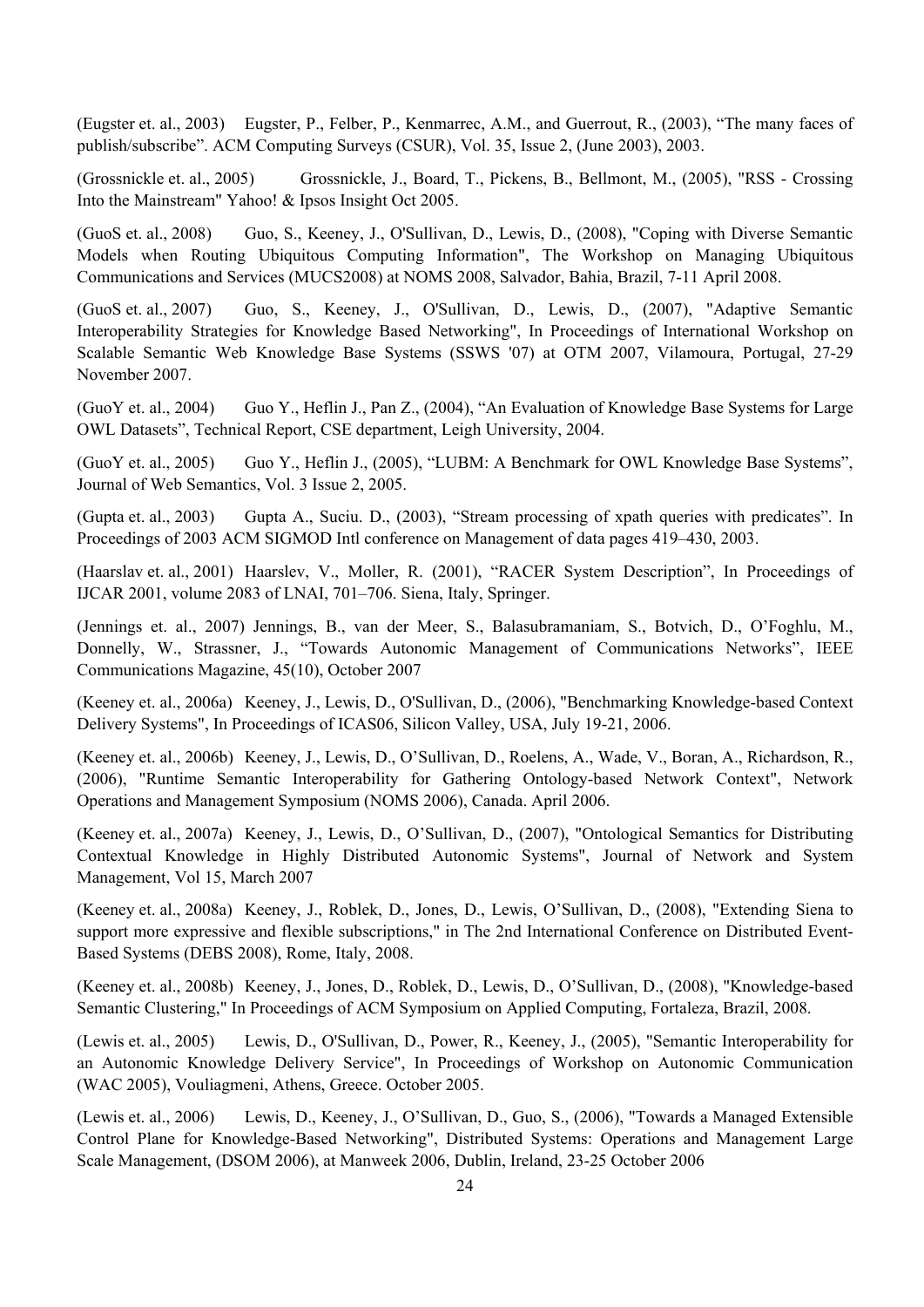(Eugster et. al., 2003) Eugster, P., Felber, P., Kenmarrec, A.M., and Guerrout, R., (2003), “The many faces of publish/subscribe”. ACM Computing Surveys (CSUR), Vol. 35, Issue 2, (June 2003), 2003.

(Grossnickle et. al., 2005) Grossnickle, J., Board, T., Pickens, B., Bellmont, M., (2005), "RSS - Crossing Into the Mainstream" Yahoo! & Ipsos Insight Oct 2005.

(GuoS et. al., 2008) Guo, S., Keeney, J., O'Sullivan, D., Lewis, D., (2008), "Coping with Diverse Semantic Models when Routing Ubiquitous Computing Information", The Workshop on Managing Ubiquitous Communications and Services (MUCS2008) at NOMS 2008, Salvador, Bahia, Brazil, 7-11 April 2008.

(GuoS et. al., 2007) Guo, S., Keeney, J., O'Sullivan, D., Lewis, D., (2007), "Adaptive Semantic Interoperability Strategies for Knowledge Based Networking", In Proceedings of International Workshop on Scalable Semantic Web Knowledge Base Systems (SSWS '07) at OTM 2007, Vilamoura, Portugal, 27-29 November 2007.

(GuoY et. al., 2004) Guo Y., Heflin J., Pan Z., (2004), “An Evaluation of Knowledge Base Systems for Large OWL Datasets”, Technical Report, CSE department, Leigh University, 2004.

(GuoY et. al., 2005) Guo Y., Heflin J., (2005), “LUBM: A Benchmark for OWL Knowledge Base Systems”, Journal of Web Semantics, Vol. 3 Issue 2, 2005.

(Gupta et. al., 2003) Gupta A., Suciu. D., (2003), “Stream processing of xpath queries with predicates”. In Proceedings of 2003 ACM SIGMOD Intl conference on Management of data pages 419–430, 2003.

(Haarslav et. al., 2001) Haarslev, V., Moller, R. (2001), “RACER System Description”, In Proceedings of IJCAR 2001, volume 2083 of LNAI, 701–706. Siena, Italy, Springer.

(Jennings et. al., 2007) Jennings, B., van der Meer, S., Balasubramaniam, S., Botvich, D., O’Foghlu, M., Donnelly, W., Strassner, J., “Towards Autonomic Management of Communications Networks”, IEEE Communications Magazine, 45(10), October 2007

(Keeney et. al., 2006a) Keeney, J., Lewis, D., O'Sullivan, D., (2006), "Benchmarking Knowledge-based Context Delivery Systems", In Proceedings of ICAS06, Silicon Valley, USA, July 19-21, 2006.

(Keeney et. al., 2006b) Keeney, J., Lewis, D., O’Sullivan, D., Roelens, A., Wade, V., Boran, A., Richardson, R., (2006), "Runtime Semantic Interoperability for Gathering Ontology-based Network Context", Network Operations and Management Symposium (NOMS 2006), Canada. April 2006.

(Keeney et. al., 2007a) Keeney, J., Lewis, D., O’Sullivan, D., (2007), "Ontological Semantics for Distributing Contextual Knowledge in Highly Distributed Autonomic Systems", Journal of Network and System Management, Vol 15, March 2007

(Keeney et. al., 2008a) Keeney, J., Roblek, D., Jones, D., Lewis, O’Sullivan, D., (2008), "Extending Siena to support more expressive and flexible subscriptions," in The 2nd International Conference on Distributed Event-Based Systems (DEBS 2008), Rome, Italy, 2008.

(Keeney et. al., 2008b) Keeney, J., Jones, D., Roblek, D., Lewis, D., O’Sullivan, D., (2008), "Knowledge-based Semantic Clustering," In Proceedings of ACM Symposium on Applied Computing, Fortaleza, Brazil, 2008.

(Lewis et. al., 2005) Lewis, D., O'Sullivan, D., Power, R., Keeney, J., (2005), "Semantic Interoperability for an Autonomic Knowledge Delivery Service", In Proceedings of Workshop on Autonomic Communication (WAC 2005), Vouliagmeni, Athens, Greece. October 2005.

(Lewis et. al., 2006) Lewis, D., Keeney, J., O’Sullivan, D., Guo, S., (2006), "Towards a Managed Extensible Control Plane for Knowledge-Based Networking", Distributed Systems: Operations and Management Large Scale Management, (DSOM 2006), at Manweek 2006, Dublin, Ireland, 23-25 October 2006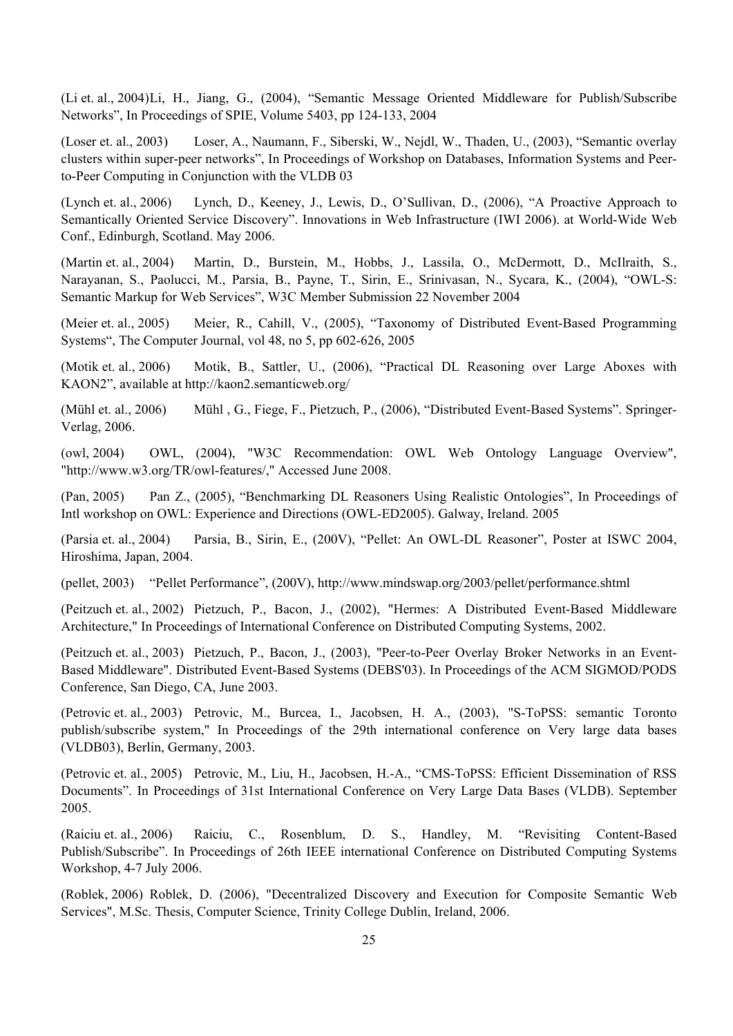(Li et. al., 2004)Li, H., Jiang, G., (2004), "Semantic Message Oriented Middleware for Publish/Subscribe Networks", In Proceedings of SPIE, Volume 5403, pp 124-133, 2004

(Loser et. al., 2003) Loser, A., Naumann, F., Siberski, W., Nejdl, W., Thaden, U., (2003), "Semantic overlay clusters within super-peer networks", In Proceedings of Workshop on Databases, Information Systems and Peer-to-Peer Computing in Conjunction with the VLDB 03

(Lynch et. al., 2006) Lynch, D., Keeney, J., Lewis, D., O'Sullivan, D., (2006), "A Proactive Approach to Semantically Oriented Service Discovery". Innovations in Web Infrastructure (IWI 2006). at World-Wide Web Conf., Edinburgh, Scotland. May 2006.

(Martin et. al., 2004) Martin, D., Burstein, M., Hobbs, J., Lassila, O., McDermott, D., McIlraith, S., Narayanan, S., Paolucci, M., Parsia, B., Payne, T., Sirin, E., Srinivasan, N., Sycara, K., (2004), "OWL-S: Semantic Markup for Web Services", W3C Member Submission 22 November 2004

(Meier et. al., 2005) Meier, R., Cahill, V., (2005), "Taxonomy of Distributed Event-Based Programming Systems", The Computer Journal, vol 48, no 5, pp 602-626, 2005

(Motik et. al., 2006) Motik, B., Sattler, U., (2006), "Practical DL Reasoning over Large Aboxes with KAON2", available at http://kaon2.semanticweb.org/

(Mühl et. al., 2006) Mühl , G., Fiege, F., Pietzuch, P., (2006), "Distributed Event-Based Systems". Springer-Verlag, 2006.

(owl, 2004) OWL, (2004), "W3C Recommendation: OWL Web Ontology Language Overview", "http://www.w3.org/TR/owl-features/," Accessed June 2008.

(Pan, 2005) Pan Z., (2005), "Benchmarking DL Reasoners Using Realistic Ontologies", In Proceedings of Intl workshop on OWL: Experience and Directions (OWL-ED2005). Galway, Ireland. 2005

(Parsia et. al., 2004) Parsia, B., Sirin, E., (200V), "Pellet: An OWL-DL Reasoner", Poster at ISWC 2004, Hiroshima, Japan, 2004.

(pellet, 2003) "Pellet Performance", (200V), http://www.mindswap.org/2003/pellet/performance.shtml

(Peitzuch et. al., 2002) Pietzuch, P., Bacon, J., (2002), "Hermes: A Distributed Event-Based Middleware Architecture," In Proceedings of International Conference on Distributed Computing Systems, 2002.

(Peitzuch et. al., 2003) Pietzuch, P., Bacon, J., (2003), "Peer-to-Peer Overlay Broker Networks in an Event-Based Middleware". Distributed Event-Based Systems (DEBS'03). In Proceedings of the ACM SIGMOD/PODS Conference, San Diego, CA, June 2003.

(Petrovic et. al., 2003) Petrovic, M., Burcea, I., Jacobsen, H. A., (2003), "S-ToPSS: semantic Toronto publish/subscribe system," In Proceedings of the 29th international conference on Very large data bases (VLDB03), Berlin, Germany, 2003.

(Petrovic et. al., 2005) Petrovic, M., Liu, H., Jacobsen, H.-A., "CMS-ToPSS: Efficient Dissemination of RSS Documents". In Proceedings of 31st International Conference on Very Large Data Bases (VLDB). September 2005.

(Raiciu et. al., 2006) Raiciu, C., Rosenblum, D. S., Handley, M. "Revisiting Content-Based Publish/Subscribe". In Proceedings of 26th IEEE international Conference on Distributed Computing Systems Workshop, 4-7 July 2006.

(Roblek, 2006) Roblek, D. (2006), "Decentralized Discovery and Execution for Composite Semantic Web Services", M.Sc. Thesis, Computer Science, Trinity College Dublin, Ireland, 2006.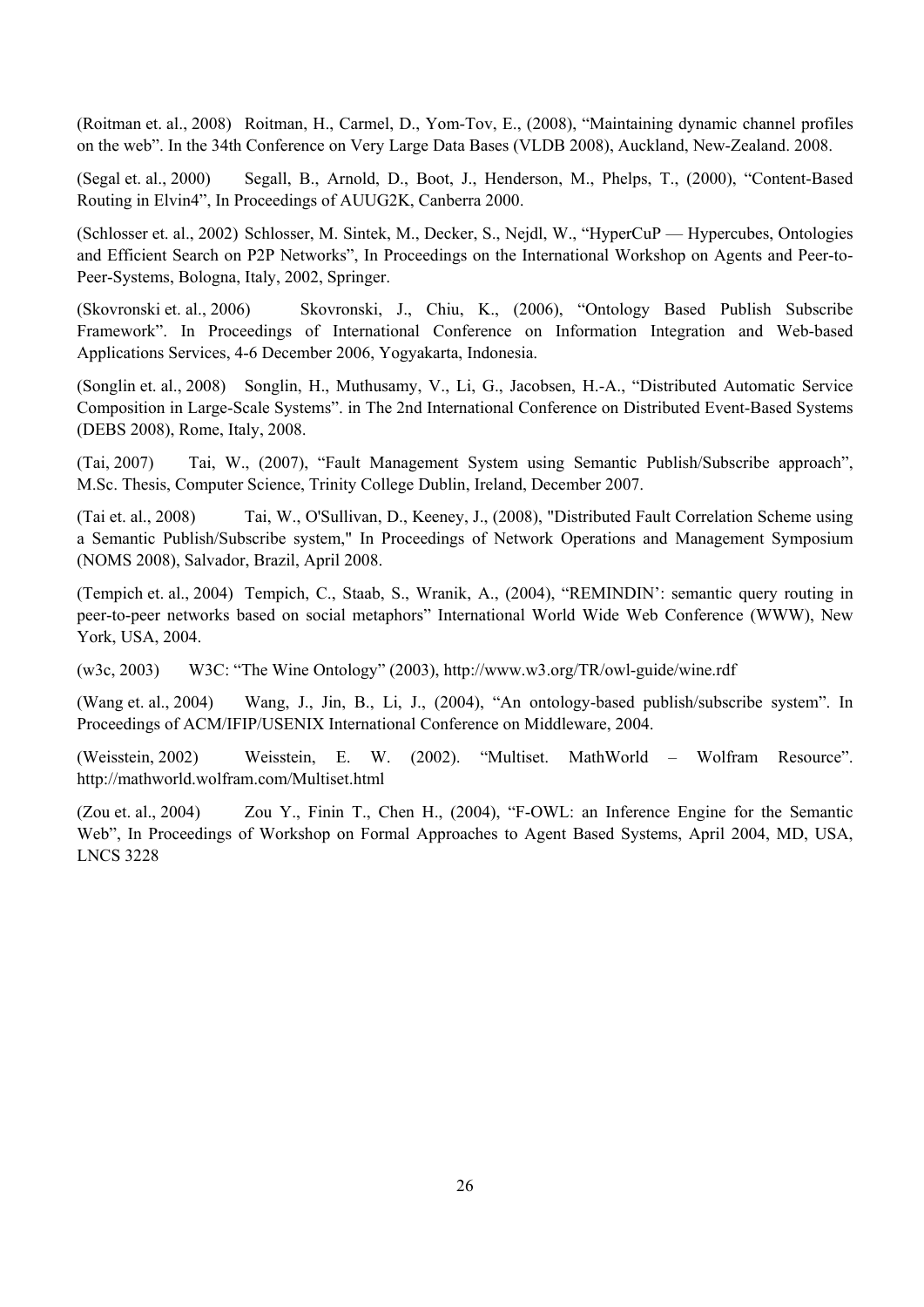(Roitman et. al., 2008) Roitman, H., Carmel, D., Yom-Tov, E., (2008), "Maintaining dynamic channel profiles on the web". In the 34th Conference on Very Large Data Bases (VLDB 2008), Auckland, New-Zealand. 2008.

(Segal et. al., 2000) Segall, B., Arnold, D., Boot, J., Henderson, M., Phelps, T., (2000), "Content-Based Routing in Elvin4", In Proceedings of AUUG2K, Canberra 2000.

(Schlosser et. al., 2002) Schlosser, M. Sintek, M., Decker, S., Nejdl, W., "HyperCuP — Hypercubes, Ontologies and Efficient Search on P2P Networks", In Proceedings on the International Workshop on Agents and Peer-to-Peer-Systems, Bologna, Italy, 2002, Springer.

(Skovronski et. al., 2006) Skovronski, J., Chiu, K., (2006), "Ontology Based Publish Subscribe Framework". In Proceedings of International Conference on Information Integration and Web-based Applications Services, 4-6 December 2006, Yogyakarta, Indonesia.

(Songlin et. al., 2008) Songlin, H., Muthusamy, V., Li, G., Jacobsen, H.-A., "Distributed Automatic Service Composition in Large-Scale Systems". in The 2nd International Conference on Distributed Event-Based Systems (DEBS 2008), Rome, Italy, 2008.

(Tai, 2007) Tai, W., (2007), "Fault Management System using Semantic Publish/Subscribe approach", M.Sc. Thesis, Computer Science, Trinity College Dublin, Ireland, December 2007.

(Tai et. al., 2008) Tai, W., O'Sullivan, D., Keeney, J., (2008), "Distributed Fault Correlation Scheme using a Semantic Publish/Subscribe system," In Proceedings of Network Operations and Management Symposium (NOMS 2008), Salvador, Brazil, April 2008.

(Tempich et. al., 2004) Tempich, C., Staab, S., Wranik, A., (2004), "REMINDIN': semantic query routing in peer-to-peer networks based on social metaphors" International World Wide Web Conference (WWW), New York, USA, 2004.

(w3c, 2003) W3C: "The Wine Ontology" (2003), http://www.w3.org/TR/owl-guide/wine.rdf

(Wang et. al., 2004) Wang, J., Jin, B., Li, J., (2004), "An ontology-based publish/subscribe system". In Proceedings of ACM/IFIP/USENIX International Conference on Middleware, 2004.

(Weisstein, 2002) Weisstein, E. W. (2002). "Multiset. MathWorld – Wolfram Resource". http://mathworld.wolfram.com/Multiset.html

(Zou et. al., 2004) Zou Y., Finin T., Chen H., (2004), "F-OWL: an Inference Engine for the Semantic Web", In Proceedings of Workshop on Formal Approaches to Agent Based Systems, April 2004, MD, USA, LNCS 3228